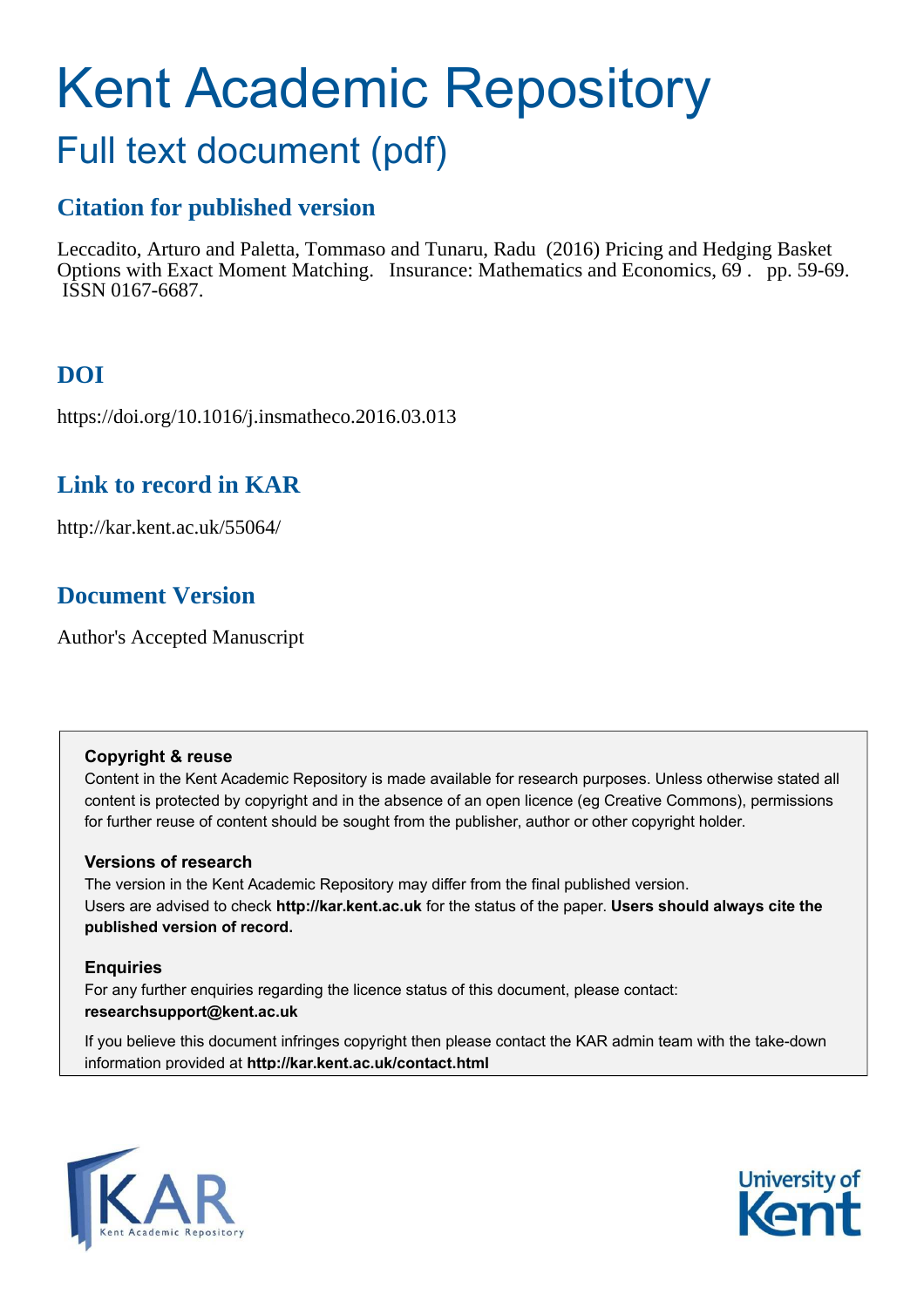# Kent Academic Repository

## Full text document (pdf)

### Citation for published version

Leccadito, Arturo and Paletta, Tommaso and Tunaru, Radu (2016) Pricing and Hedging Basket Options with Exact Moment Matching. Insurance: Mathematics and Economics, 69 . pp. 59-69. ISSN 0167-6687.

### DOI

https://doi.org/10.1016/j.insmatheco.2016.03.013

### Link to record in KAR

http://kar.kent.ac.uk/55064/

### Document Version

Author's Accepted Manuscript

**Copyright & reuse**

Content in the Kent Academic Repository is made available for research purposes. Unless otherwise stated all content is protected by copyright and in the absence of an open licence (eg Creative Commons), permissions for further reuse of content should be sought from the publisher, author or other copyright holder.

**Versions of research**

The version in the Kent Academic Repository may differ from the final published version.
Users are advised to check **http://kar.kent.ac.uk** for the status of the paper. **Users should always cite the published version of record.**

**Enquiries**

For any further enquiries regarding the licence status of this document, please contact:
**researchsupport@kent.ac.uk**

If you believe this document infringes copyright then please contact the KAR admin team with the take-down information provided at **http://kar.kent.ac.uk/contact.html**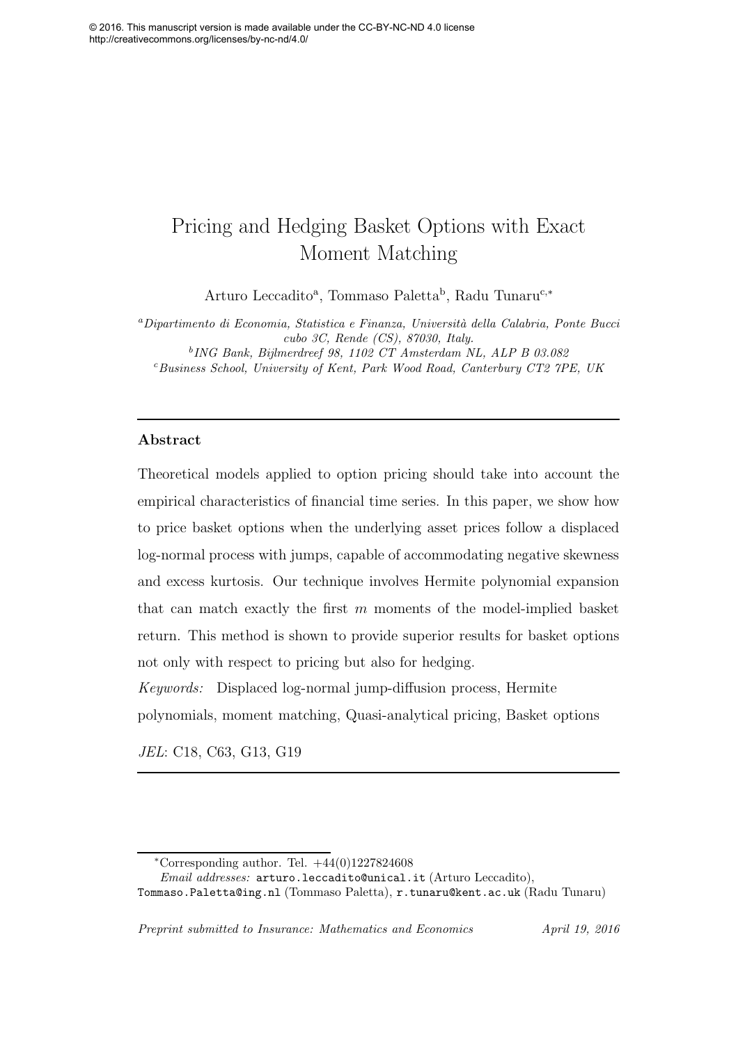© 2016. This manuscript version is made available under the CC-BY-NC-ND 4.0 license
http://creativecommons.org/licenses/by-nc-nd/4.0/

# Pricing and Hedging Basket Options with Exact Moment Matching

Arturo Leccadito[a], Tommaso Paletta[b], Radu Tunaru[c,*]

[a] *Dipartimento di Economia, Statistica e Finanza, Università della Calabria, Ponte Bucci cubo 3C, Rende (CS), 87030, Italy.*
[b] *ING Bank, Bijlmerdreef 98, 1102 CT Amsterdam NL, ALP B 03.082*
[c] *Business School, University of Kent, Park Wood Road, Canterbury CT2 7PE, UK*

---

## Abstract

Theoretical models applied to option pricing should take into account the empirical characteristics of financial time series. In this paper, we show how to price basket options when the underlying asset prices follow a displaced log-normal process with jumps, capable of accommodating negative skewness and excess kurtosis. Our technique involves Hermite polynomial expansion that can match exactly the first $m$ moments of the model-implied basket return. This method is shown to provide superior results for basket options not only with respect to pricing but also for hedging.

*Keywords:* Displaced log-normal jump-diffusion process, Hermite polynomials, moment matching, Quasi-analytical pricing, Basket options

*JEL*: C18, C63, G13, G19

---

*Corresponding author. Tel. +44(0)1227824608

*Email addresses:* arturo.leccadito@unical.it (Arturo Leccadito), Tommaso.Paletta@ing.nl (Tommaso Paletta), r.tunaru@kent.ac.uk (Radu Tunaru)

*Preprint submitted to Insurance: Mathematics and Economics* *April 19, 2016*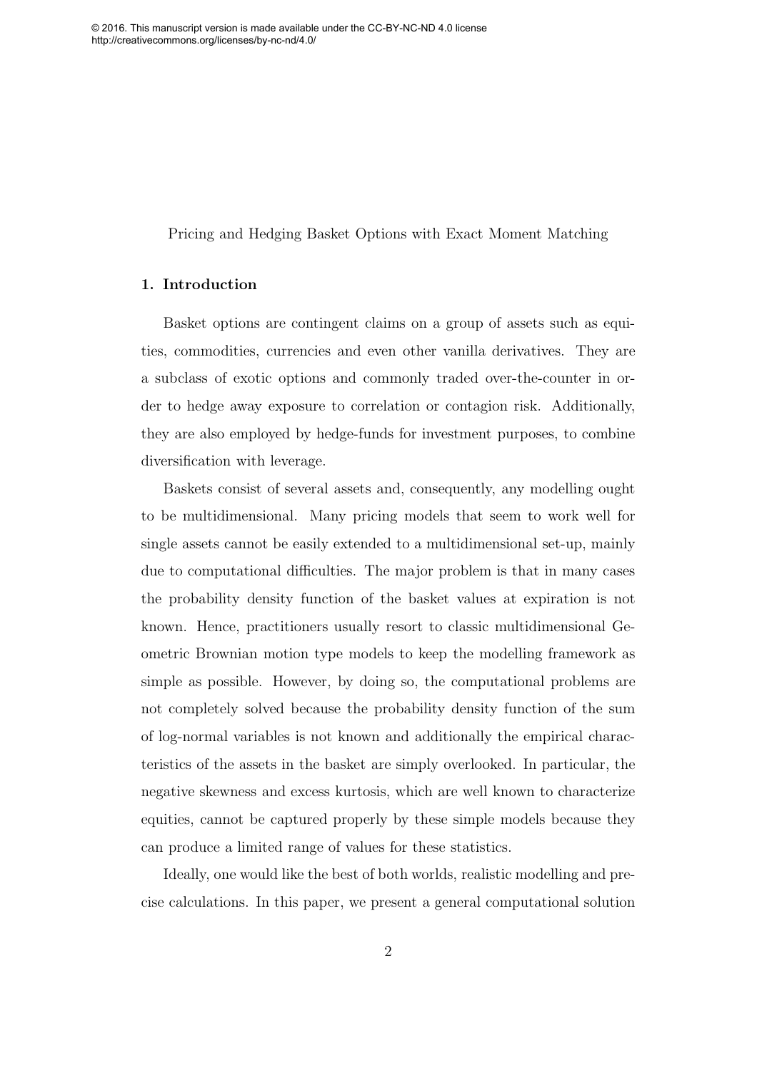Pricing and Hedging Basket Options with Exact Moment Matching

## 1. Introduction

Basket options are contingent claims on a group of assets such as equities, commodities, currencies and even other vanilla derivatives. They are a subclass of exotic options and commonly traded over-the-counter in order to hedge away exposure to correlation or contagion risk. Additionally, they are also employed by hedge-funds for investment purposes, to combine diversification with leverage.

Baskets consist of several assets and, consequently, any modelling ought to be multidimensional. Many pricing models that seem to work well for single assets cannot be easily extended to a multidimensional set-up, mainly due to computational difficulties. The major problem is that in many cases the probability density function of the basket values at expiration is not known. Hence, practitioners usually resort to classic multidimensional Geometric Brownian motion type models to keep the modelling framework as simple as possible. However, by doing so, the computational problems are not completely solved because the probability density function of the sum of log-normal variables is not known and additionally the empirical characteristics of the assets in the basket are simply overlooked. In particular, the negative skewness and excess kurtosis, which are well known to characterize equities, cannot be captured properly by these simple models because they can produce a limited range of values for these statistics.

Ideally, one would like the best of both worlds, realistic modelling and precise calculations. In this paper, we present a general computational solution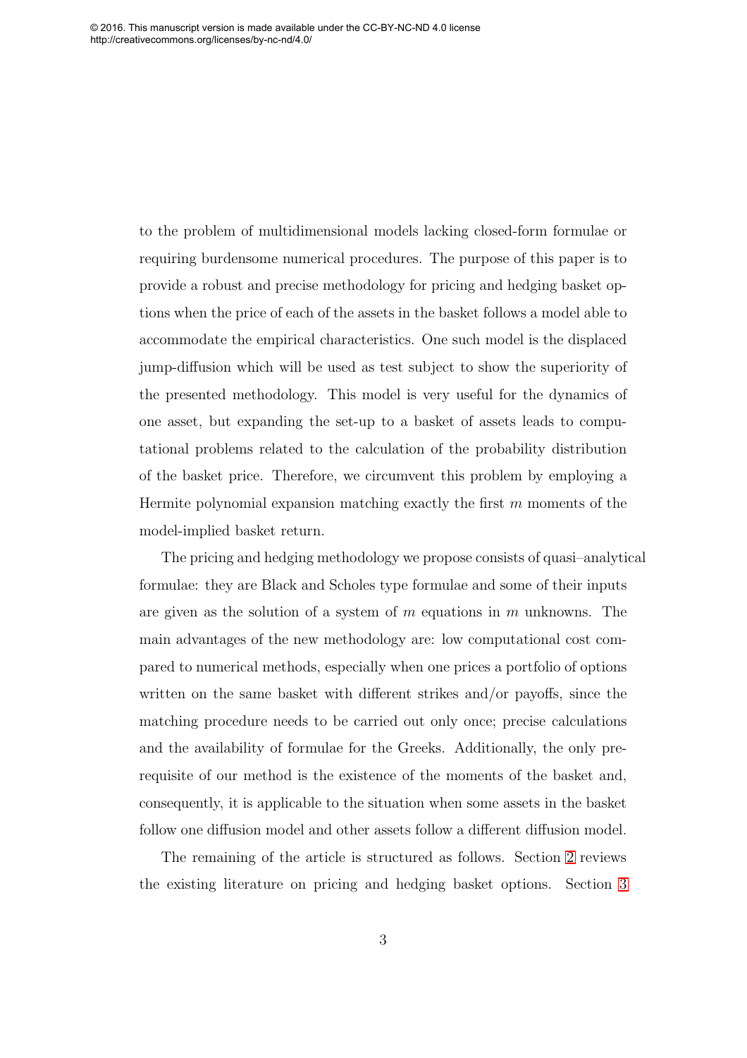to the problem of multidimensional models lacking closed-form formulae or requiring burdensome numerical procedures. The purpose of this paper is to provide a robust and precise methodology for pricing and hedging basket options when the price of each of the assets in the basket follows a model able to accommodate the empirical characteristics. One such model is the displaced jump-diffusion which will be used as test subject to show the superiority of the presented methodology. This model is very useful for the dynamics of one asset, but expanding the set-up to a basket of assets leads to computational problems related to the calculation of the probability distribution of the basket price. Therefore, we circumvent this problem by employing a Hermite polynomial expansion matching exactly the first $m$ moments of the model-implied basket return.

The pricing and hedging methodology we propose consists of quasi–analytical formulae: they are Black and Scholes type formulae and some of their inputs are given as the solution of a system of $m$ equations in $m$ unknowns. The main advantages of the new methodology are: low computational cost compared to numerical methods, especially when one prices a portfolio of options written on the same basket with different strikes and/or payoffs, since the matching procedure needs to be carried out only once; precise calculations and the availability of formulae for the Greeks. Additionally, the only prerequisite of our method is the existence of the moments of the basket and, consequently, it is applicable to the situation when some assets in the basket follow one diffusion model and other assets follow a different diffusion model.

The remaining of the article is structured as follows. Section 2 reviews the existing literature on pricing and hedging basket options. Section 3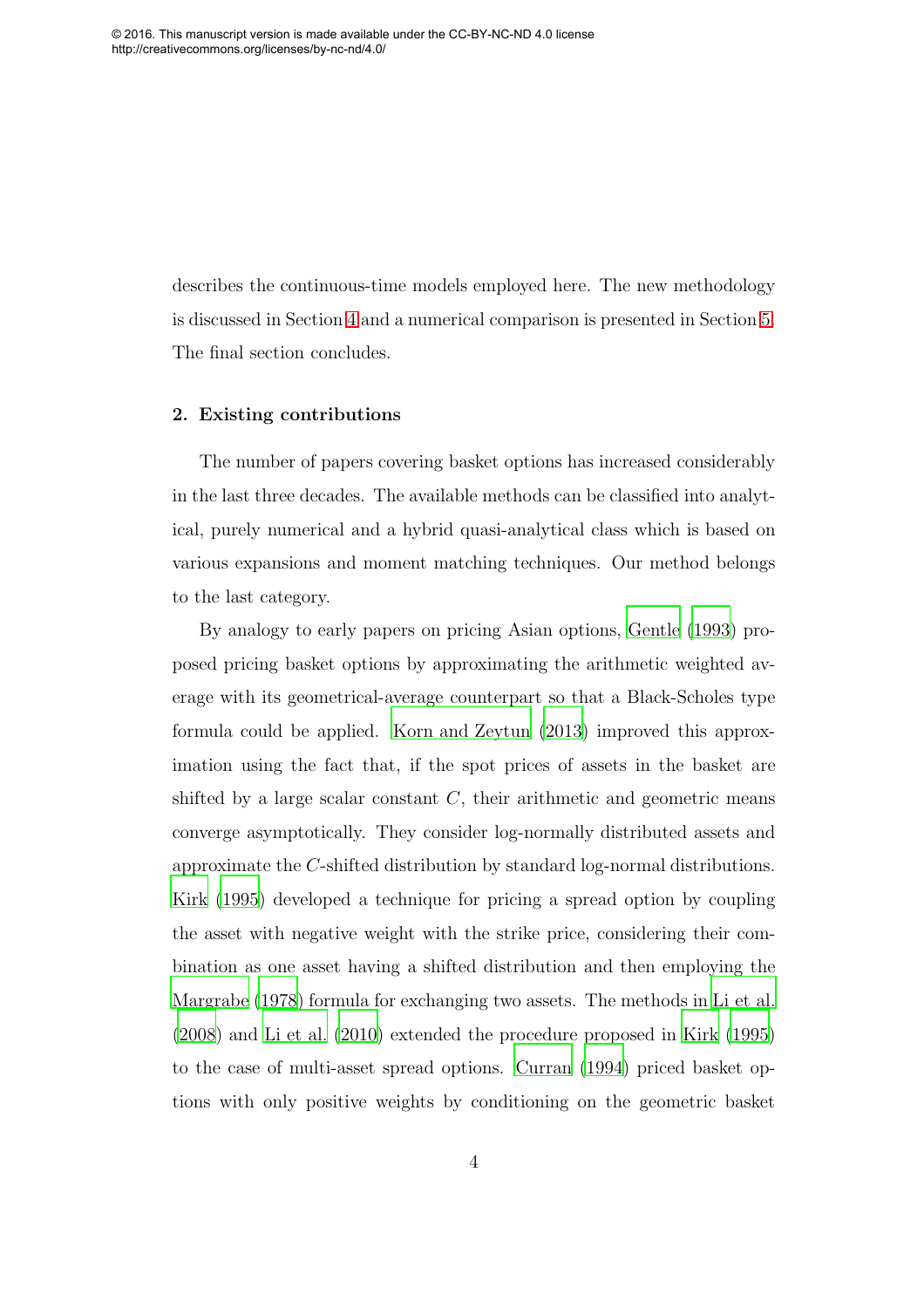describes the continuous-time models employed here. The new methodology is discussed in Section 4 and a numerical comparison is presented in Section 5. The final section concludes.

## 2. Existing contributions

The number of papers covering basket options has increased considerably in the last three decades. The available methods can be classified into analytical, purely numerical and a hybrid quasi-analytical class which is based on various expansions and moment matching techniques. Our method belongs to the last category.

By analogy to early papers on pricing Asian options, Gentle (1993) proposed pricing basket options by approximating the arithmetic weighted average with its geometrical-average counterpart so that a Black-Scholes type formula could be applied. Korn and Zeytun (2013) improved this approximation using the fact that, if the spot prices of assets in the basket are shifted by a large scalar constant $C$, their arithmetic and geometric means converge asymptotically. They consider log-normally distributed assets and approximate the $C$-shifted distribution by standard log-normal distributions. Kirk (1995) developed a technique for pricing a spread option by coupling the asset with negative weight with the strike price, considering their combination as one asset having a shifted distribution and then employing the Margrabe (1978) formula for exchanging two assets. The methods in Li et al. (2008) and Li et al. (2010) extended the procedure proposed in Kirk (1995) to the case of multi-asset spread options. Curran (1994) priced basket options with only positive weights by conditioning on the geometric basket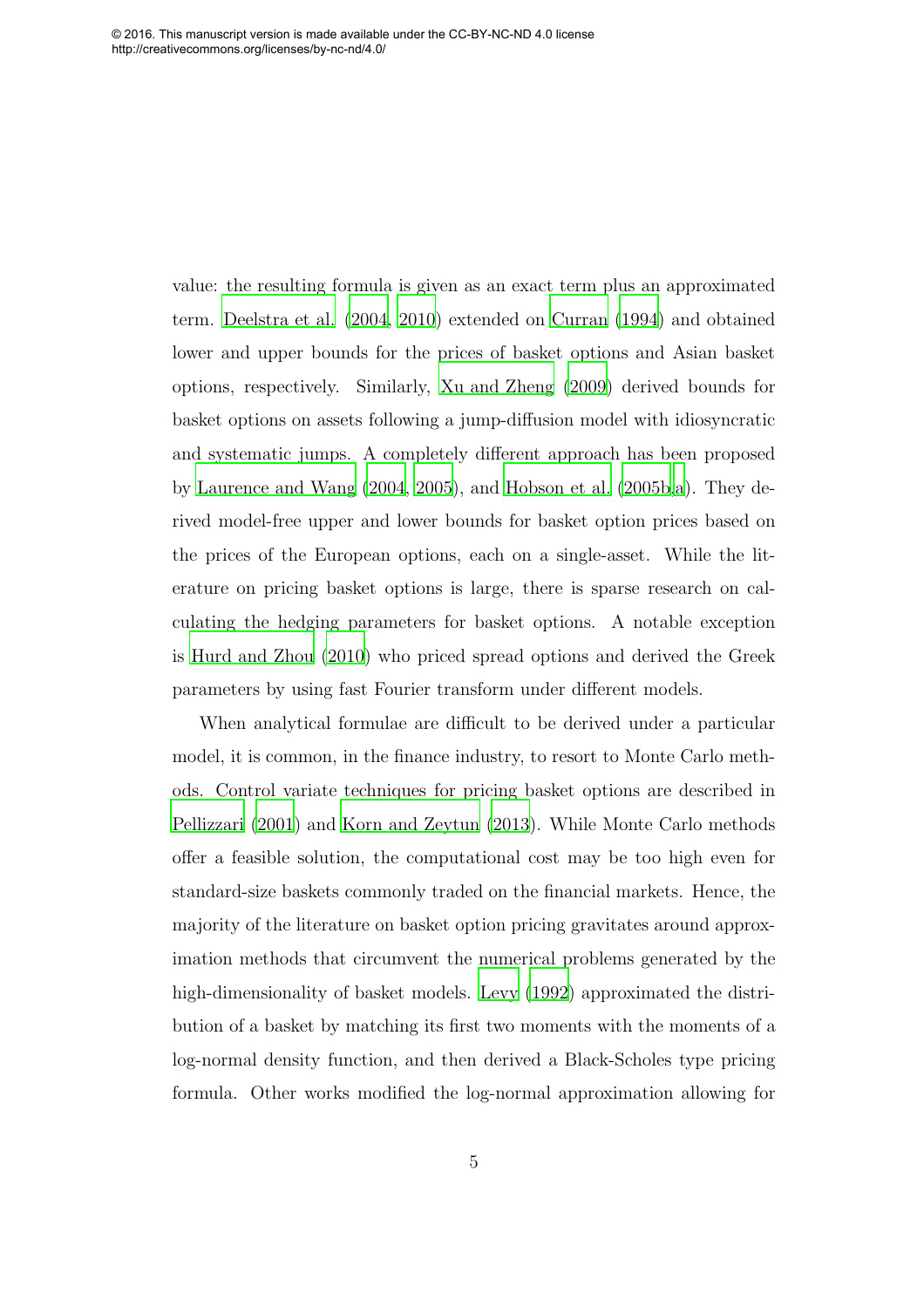value: the resulting formula is given as an exact term plus an approximated term. Deelstra et al. (2004, 2010) extended on Curran (1994) and obtained lower and upper bounds for the prices of basket options and Asian basket options, respectively. Similarly, Xu and Zheng (2009) derived bounds for basket options on assets following a jump-diffusion model with idiosyncratic and systematic jumps. A completely different approach has been proposed by Laurence and Wang (2004, 2005), and Hobson et al. (2005b,a). They derived model-free upper and lower bounds for basket option prices based on the prices of the European options, each on a single-asset. While the literature on pricing basket options is large, there is sparse research on calculating the hedging parameters for basket options. A notable exception is Hurd and Zhou (2010) who priced spread options and derived the Greek parameters by using fast Fourier transform under different models.

When analytical formulae are difficult to be derived under a particular model, it is common, in the finance industry, to resort to Monte Carlo methods. Control variate techniques for pricing basket options are described in Pellizzari (2001) and Korn and Zeytun (2013). While Monte Carlo methods offer a feasible solution, the computational cost may be too high even for standard-size baskets commonly traded on the financial markets. Hence, the majority of the literature on basket option pricing gravitates around approximation methods that circumvent the numerical problems generated by the high-dimensionality of basket models. Levy (1992) approximated the distribution of a basket by matching its first two moments with the moments of a log-normal density function, and then derived a Black-Scholes type pricing formula. Other works modified the log-normal approximation allowing for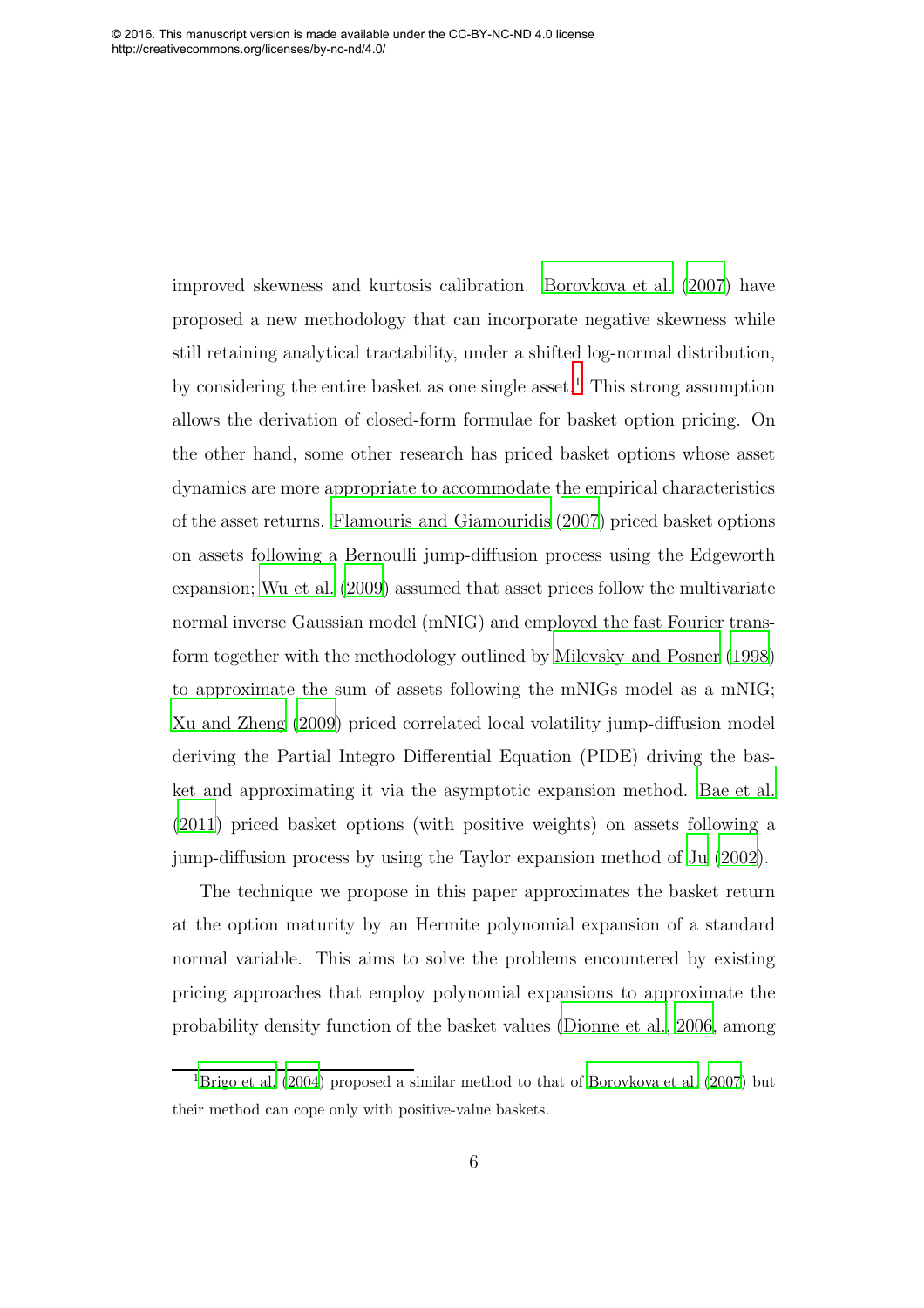improved skewness and kurtosis calibration. Borovkova et al. (2007) have proposed a new methodology that can incorporate negative skewness while still retaining analytical tractability, under a shifted log-normal distribution, by considering the entire basket as one single asset.[1] This strong assumption allows the derivation of closed-form formulae for basket option pricing. On the other hand, some other research has priced basket options whose asset dynamics are more appropriate to accommodate the empirical characteristics of the asset returns. Flamouris and Giamouridis (2007) priced basket options on assets following a Bernoulli jump-diffusion process using the Edgeworth expansion; Wu et al. (2009) assumed that asset prices follow the multivariate normal inverse Gaussian model (mNIG) and employed the fast Fourier transform together with the methodology outlined by Milevsky and Posner (1998) to approximate the sum of assets following the mNIGs model as a mNIG; Xu and Zheng (2009) priced correlated local volatility jump-diffusion model deriving the Partial Integro Differential Equation (PIDE) driving the basket and approximating it via the asymptotic expansion method. Bae et al. (2011) priced basket options (with positive weights) on assets following a jump-diffusion process by using the Taylor expansion method of Ju (2002).

The technique we propose in this paper approximates the basket return at the option maturity by an Hermite polynomial expansion of a standard normal variable. This aims to solve the problems encountered by existing pricing approaches that employ polynomial expansions to approximate the probability density function of the basket values (Dionne et al., 2006, among

[1] Brigo et al. (2004) proposed a similar method to that of Borovkova et al. (2007) but their method can cope only with positive-value baskets.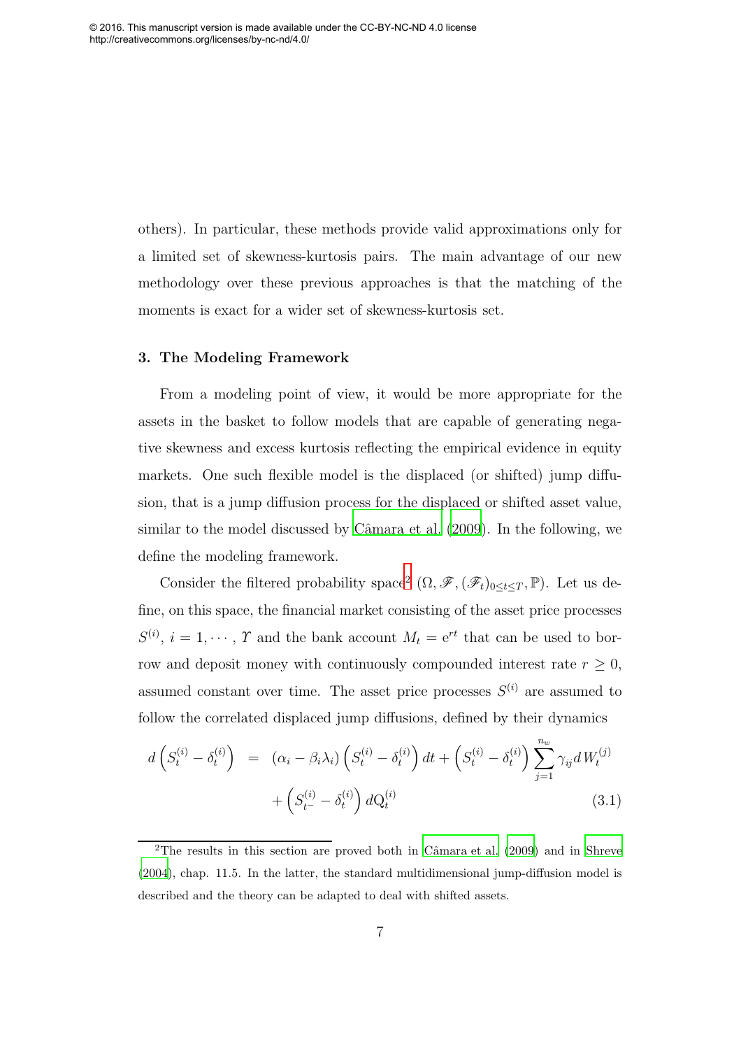others). In particular, these methods provide valid approximations only for a limited set of skewness-kurtosis pairs. The main advantage of our new methodology over these previous approaches is that the matching of the moments is exact for a wider set of skewness-kurtosis set.

### 3. The Modeling Framework

From a modeling point of view, it would be more appropriate for the assets in the basket to follow models that are capable of generating negative skewness and excess kurtosis reflecting the empirical evidence in equity markets. One such flexible model is the displaced (or shifted) jump diffusion, that is a jump diffusion process for the displaced or shifted asset value, similar to the model discussed by Câmara et al. (2009). In the following, we define the modeling framework.

Consider the filtered probability space[2] $(\Omega, \mathscr{F}, (\mathscr{F}_t)_{0\leq t\leq T}, \mathbb{P})$. Let us define, on this space, the financial market consisting of the asset price processes $S^{(i)}$, $i = 1, \cdots, \Upsilon$ and the bank account $M_t = \mathrm{e}^{rt}$ that can be used to borrow and deposit money with continuously compounded interest rate $r \geq 0$, assumed constant over time. The asset price processes $S^{(i)}$ are assumed to follow the correlated displaced jump diffusions, defined by their dynamics

$$
\begin{aligned}
d\left(S_t^{(i)} - \delta_t^{(i)}\right) &= (\alpha_i - \beta_i \lambda_i)\left(S_t^{(i)} - \delta_t^{(i)}\right) dt + \left(S_t^{(i)} - \delta_t^{(i)}\right) \sum_{j=1}^{n_w} \gamma_{ij} dW_t^{(j)} \\
&\quad + \left(S_{t^-}^{(i)} - \delta_t^{(i)}\right) d\mathrm{Q}_t^{(i)} \qquad (3.1)
\end{aligned}
$$

[2] The results in this section are proved both in Câmara et al. (2009) and in Shreve (2004), chap. 11.5. In the latter, the standard multidimensional jump-diffusion model is described and the theory can be adapted to deal with shifted assets.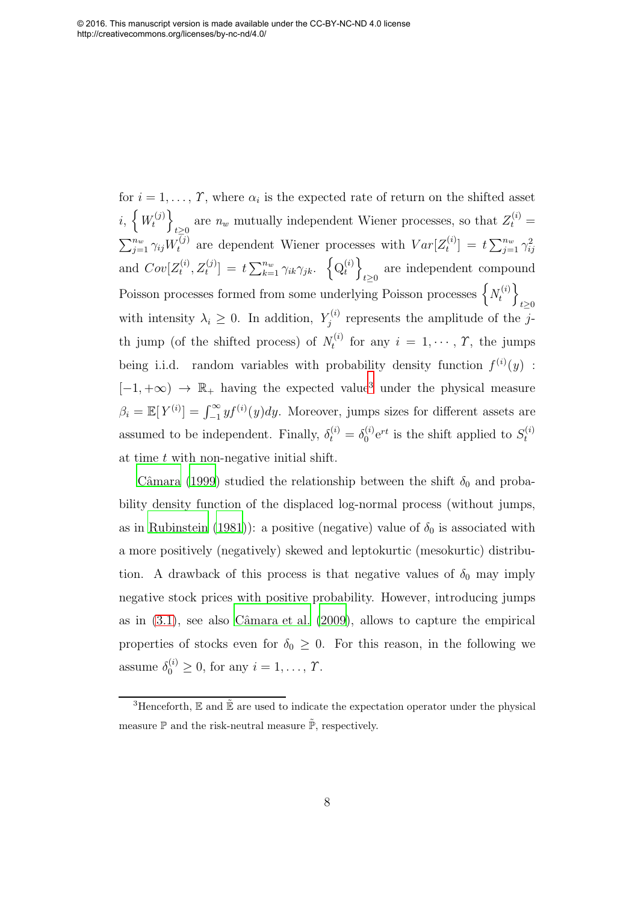for $i = 1, \ldots, \Upsilon$, where $\alpha_i$ is the expected rate of return on the shifted asset $i$, $\left\{W_t^{(j)}\right\}_{t\geq 0}$ are $n_w$ mutually independent Wiener processes, so that $Z_t^{(i)} = \sum_{j=1}^{n_w} \gamma_{ij} W_t^{(j)}$ are dependent Wiener processes with $Var[Z_t^{(i)}] = t\sum_{j=1}^{n_w} \gamma_{ij}^2$ and $Cov[Z_t^{(i)}, Z_t^{(j)}] = t\sum_{k=1}^{n_w} \gamma_{ik}\gamma_{jk}$. $\left\{\mathrm{Q}_t^{(i)}\right\}_{t\geq 0}$ are independent compound Poisson processes formed from some underlying Poisson processes $\left\{N_t^{(i)}\right\}_{t\geq 0}$ with intensity $\lambda_i \geq 0$. In addition, $Y_j^{(i)}$ represents the amplitude of the $j$-th jump (of the shifted process) of $N_t^{(i)}$ for any $i = 1, \cdots, \Upsilon$, the jumps being i.i.d. random variables with probability density function $f^{(i)}(y) : [-1, +\infty) \rightarrow \mathbb{R}_+$ having the expected value[3] under the physical measure $\beta_i = \mathbb{E}[Y^{(i)}] = \int_{-1}^{\infty} y f^{(i)}(y) dy$. Moreover, jumps sizes for different assets are assumed to be independent. Finally, $\delta_t^{(i)} = \delta_0^{(i)} \mathrm{e}^{rt}$ is the shift applied to $S_t^{(i)}$ at time $t$ with non-negative initial shift.

Câmara (1999) studied the relationship between the shift $\delta_0$ and probability density function of the displaced log-normal process (without jumps, as in Rubinstein (1981)): a positive (negative) value of $\delta_0$ is associated with a more positively (negatively) skewed and leptokurtic (mesokurtic) distribution. A drawback of this process is that negative values of $\delta_0$ may imply negative stock prices with positive probability. However, introducing jumps as in (3.1), see also Câmara et al. (2009), allows to capture the empirical properties of stocks even for $\delta_0 \geq 0$. For this reason, in the following we assume $\delta_0^{(i)} \geq 0$, for any $i = 1, \ldots, \Upsilon$.

[3] Henceforth, $\mathbb{E}$ and $\tilde{\mathbb{E}}$ are used to indicate the expectation operator under the physical measure $\mathbb{P}$ and the risk-neutral measure $\tilde{\mathbb{P}}$, respectively.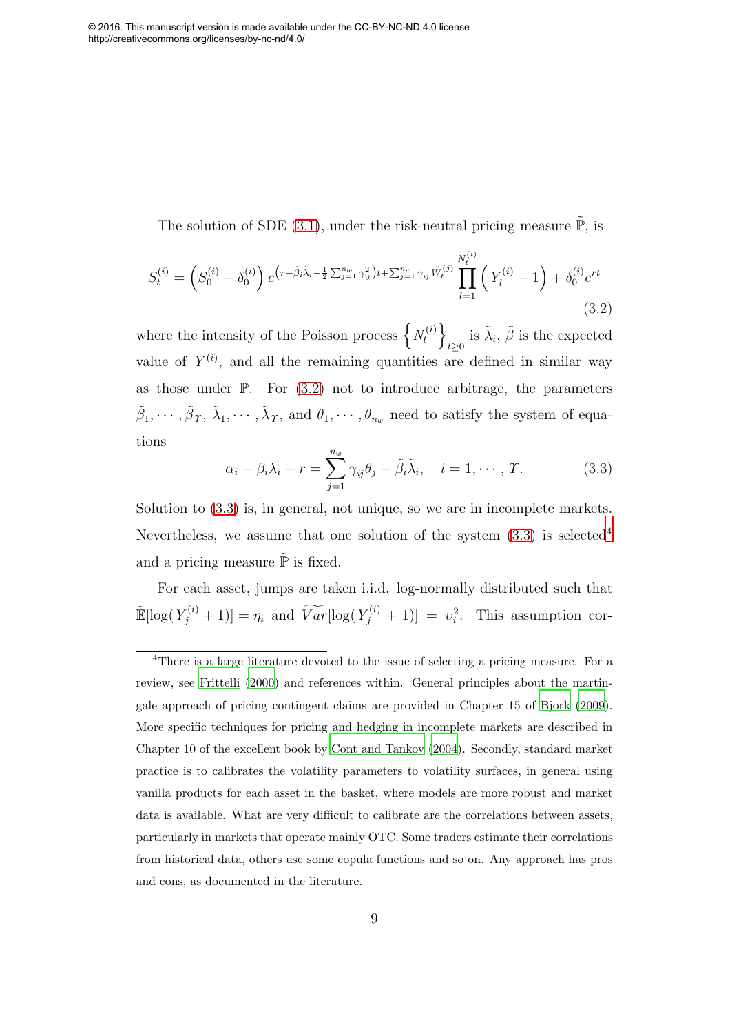© 2016. This manuscript version is made available under the CC-BY-NC-ND 4.0 license
http://creativecommons.org/licenses/by-nc-nd/4.0/

The solution of SDE (3.1), under the risk-neutral pricing measure $\tilde{\mathbb{P}}$, is

$$S_t^{(i)} = \left(S_0^{(i)} - \delta_0^{(i)}\right) e^{\left(r - \tilde{\beta}_i \tilde{\lambda}_i - \frac{1}{2}\sum_{j=1}^{n_w} \gamma_{ij}^2\right)t + \sum_{j=1}^{n_w} \gamma_{ij} \tilde{W}_t^{(j)}} \prod_{l=1}^{N_t^{(i)}} \left( Y_l^{(i)} + 1\right) + \delta_0^{(i)} e^{rt} \tag{3.2}$$

where the intensity of the Poisson process $\left\{ N_t^{(i)} \right\}_{t \geq 0}$ is $\tilde{\lambda}_i$, $\tilde{\beta}$ is the expected value of $Y^{(i)}$, and all the remaining quantities are defined in similar way as those under $\mathbb{P}$. For (3.2) not to introduce arbitrage, the parameters $\tilde{\beta}_1, \cdots, \tilde{\beta}_\Upsilon$, $\tilde{\lambda}_1, \cdots, \tilde{\lambda}_\Upsilon$, and $\theta_1, \cdots, \theta_{n_w}$ need to satisfy the system of equations

$$\alpha_i - \beta_i \lambda_i - r = \sum_{j=1}^{n_w} \gamma_{ij} \theta_j - \tilde{\beta}_i \tilde{\lambda}_i, \quad i = 1, \cdots, \Upsilon. \tag{3.3}$$

Solution to (3.3) is, in general, not unique, so we are in incomplete markets. Nevertheless, we assume that one solution of the system (3.3) is selected[4] and a pricing measure $\tilde{\mathbb{P}}$ is fixed.

For each asset, jumps are taken i.i.d. log-normally distributed such that $\tilde{\mathbb{E}}[\log(Y_j^{(i)} + 1)] = \eta_i$ and $\widetilde{Var}[\log(Y_j^{(i)} + 1)] = \upsilon_i^2$. This assumption cor-

[4] There is a large literature devoted to the issue of selecting a pricing measure. For a review, see Frittelli (2000) and references within. General principles about the martingale approach of pricing contingent claims are provided in Chapter 15 of Bjork (2009). More specific techniques for pricing and hedging in incomplete markets are described in Chapter 10 of the excellent book by Cont and Tankov (2004). Secondly, standard market practice is to calibrates the volatility parameters to volatility surfaces, in general using vanilla products for each asset in the basket, where models are more robust and market data is available. What are very difficult to calibrate are the correlations between assets, particularly in markets that operate mainly OTC. Some traders estimate their correlations from historical data, others use some copula functions and so on. Any approach has pros and cons, as documented in the literature.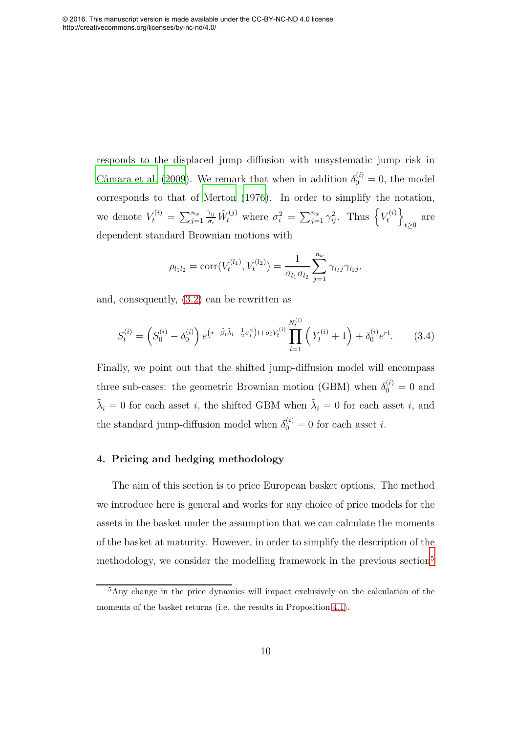responds to the displaced jump diffusion with unsystematic jump risk in Câmara et al. (2009). We remark that when in addition $\delta_0^{(i)} = 0$, the model corresponds to that of Merton (1976). In order to simplify the notation, we denote $V_t^{(i)} = \sum_{j=1}^{n_w} \frac{\gamma_{ij}}{\sigma_i} \tilde{W}_t^{(j)}$ where $\sigma_i^2 = \sum_{j=1}^{n_w} \gamma_{ij}^2$. Thus $\left\{V_t^{(i)}\right\}_{t\geq 0}$ are dependent standard Brownian motions with

$$\rho_{l_1 l_2} = \operatorname{corr}(V_t^{(l_1)}, V_t^{(l_2)}) = \frac{1}{\sigma_{l_1}\sigma_{l_2}} \sum_{j=1}^{n_w} \gamma_{l_1 j}\gamma_{l_2 j},$$

and, consequently, (3.2) can be rewritten as

$$S_t^{(i)} = \left(S_0^{(i)} - \delta_0^{(i)}\right) e^{\left(r - \tilde{\beta}_i \tilde{\lambda}_i - \frac{1}{2}\sigma_i^2\right)t + \sigma_i V_t^{(i)}} \prod_{l=1}^{N_t^{(i)}} \left(Y_l^{(i)} + 1\right) + \delta_0^{(i)} e^{rt}. \tag{3.4}$$

Finally, we point out that the shifted jump-diffusion model will encompass three sub-cases: the geometric Brownian motion (GBM) when $\delta_0^{(i)} = 0$ and $\tilde{\lambda}_i = 0$ for each asset $i$, the shifted GBM when $\tilde{\lambda}_i = 0$ for each asset $i$, and the standard jump-diffusion model when $\delta_0^{(i)} = 0$ for each asset $i$.

## 4. Pricing and hedging methodology

The aim of this section is to price European basket options. The method we introduce here is general and works for any choice of price models for the assets in the basket under the assumption that we can calculate the moments of the basket at maturity. However, in order to simplify the description of the methodology, we consider the modelling framework in the previous section[5]

[5] Any change in the price dynamics will impact exclusively on the calculation of the moments of the basket returns (i.e. the results in Proposition 4.1).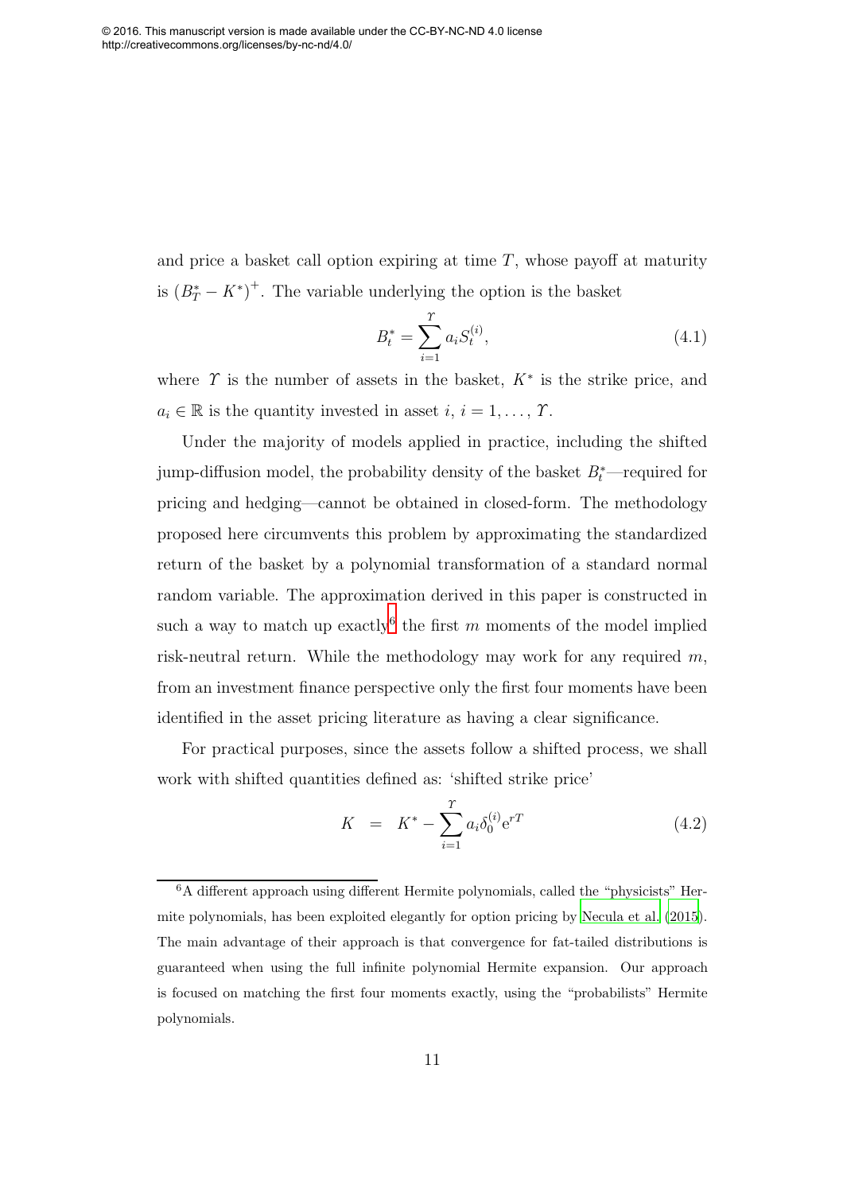and price a basket call option expiring at time $T$, whose payoff at maturity is $(B_T^* - K^*)^+$. The variable underlying the option is the basket

$$B_t^* = \sum_{i=1}^{\Upsilon} a_i S_t^{(i)}, \tag{4.1}$$

where $\Upsilon$ is the number of assets in the basket, $K^*$ is the strike price, and $a_i \in \mathbb{R}$ is the quantity invested in asset $i$, $i = 1, \ldots, \Upsilon$.

Under the majority of models applied in practice, including the shifted jump-diffusion model, the probability density of the basket $B_t^*$—required for pricing and hedging—cannot be obtained in closed-form. The methodology proposed here circumvents this problem by approximating the standardized return of the basket by a polynomial transformation of a standard normal random variable. The approximation derived in this paper is constructed in such a way to match up exactly[6] the first $m$ moments of the model implied risk-neutral return. While the methodology may work for any required $m$, from an investment finance perspective only the first four moments have been identified in the asset pricing literature as having a clear significance.

For practical purposes, since the assets follow a shifted process, we shall work with shifted quantities defined as: 'shifted strike price'

$$K = K^* - \sum_{i=1}^{\Upsilon} a_i \delta_0^{(i)} \mathrm{e}^{rT} \tag{4.2}$$

[6] A different approach using different Hermite polynomials, called the "physicists" Hermite polynomials, has been exploited elegantly for option pricing by Necula et al. (2015). The main advantage of their approach is that convergence for fat-tailed distributions is guaranteed when using the full infinite polynomial Hermite expansion. Our approach is focused on matching the first four moments exactly, using the "probabilists" Hermite polynomials.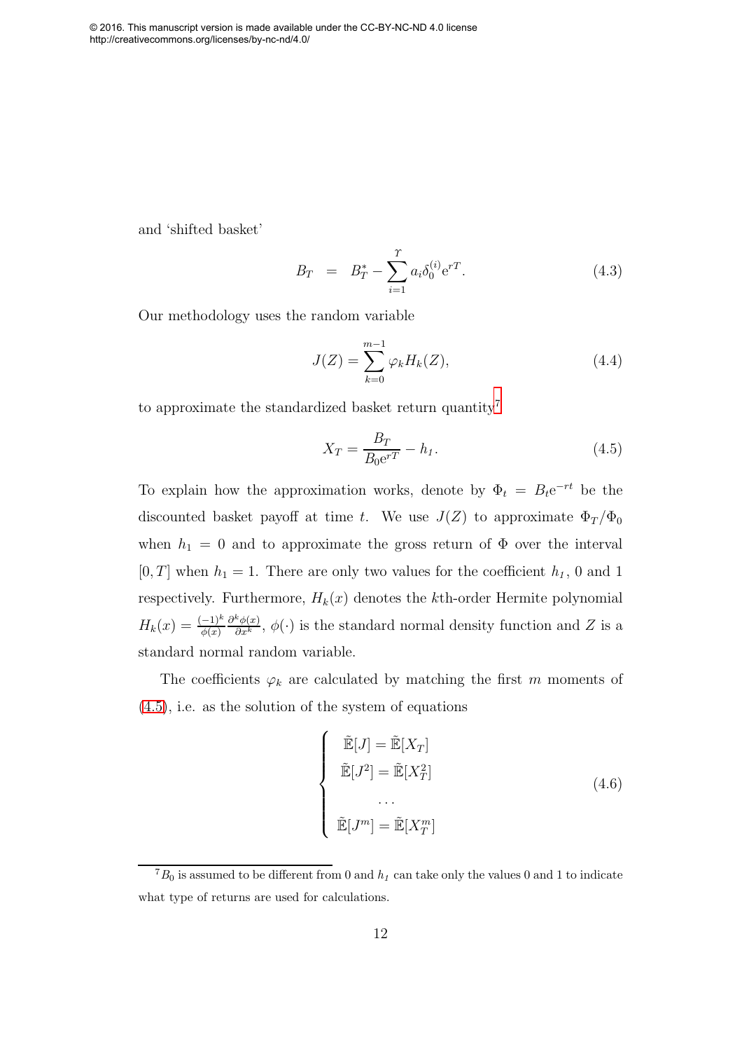and 'shifted basket'

$$B_T = B_T^* - \sum_{i=1}^{\Upsilon} a_i \delta_0^{(i)} \mathrm{e}^{rT}. \tag{4.3}$$

Our methodology uses the random variable

$$J(Z) = \sum_{k=0}^{m-1} \varphi_k H_k(Z), \tag{4.4}$$

to approximate the standardized basket return quantity[7]

$$X_T = \frac{B_T}{B_0 \mathrm{e}^{rT}} - h_1. \tag{4.5}$$

To explain how the approximation works, denote by $\Phi_t = B_t \mathrm{e}^{-rt}$ be the discounted basket payoff at time $t$. We use $J(Z)$ to approximate $\Phi_T/\Phi_0$ when $h_1 = 0$ and to approximate the gross return of $\Phi$ over the interval $[0, T]$ when $h_1 = 1$. There are only two values for the coefficient $h_1$, 0 and 1 respectively. Furthermore, $H_k(x)$ denotes the $k$th-order Hermite polynomial $H_k(x) = \frac{(-1)^k}{\phi(x)} \frac{\partial^k \phi(x)}{\partial x^k}$, $\phi(\cdot)$ is the standard normal density function and $Z$ is a standard normal random variable.

The coefficients $\varphi_k$ are calculated by matching the first $m$ moments of (4.5), i.e. as the solution of the system of equations

$$\begin{cases} \tilde{\mathbb{E}}[J] = \tilde{\mathbb{E}}[X_T] \\ \tilde{\mathbb{E}}[J^2] = \tilde{\mathbb{E}}[X_T^2] \\ \qquad \cdots \\ \tilde{\mathbb{E}}[J^m] = \tilde{\mathbb{E}}[X_T^m] \end{cases} \tag{4.6}$$

[7] $B_0$ is assumed to be different from 0 and $h_1$ can take only the values 0 and 1 to indicate what type of returns are used for calculations.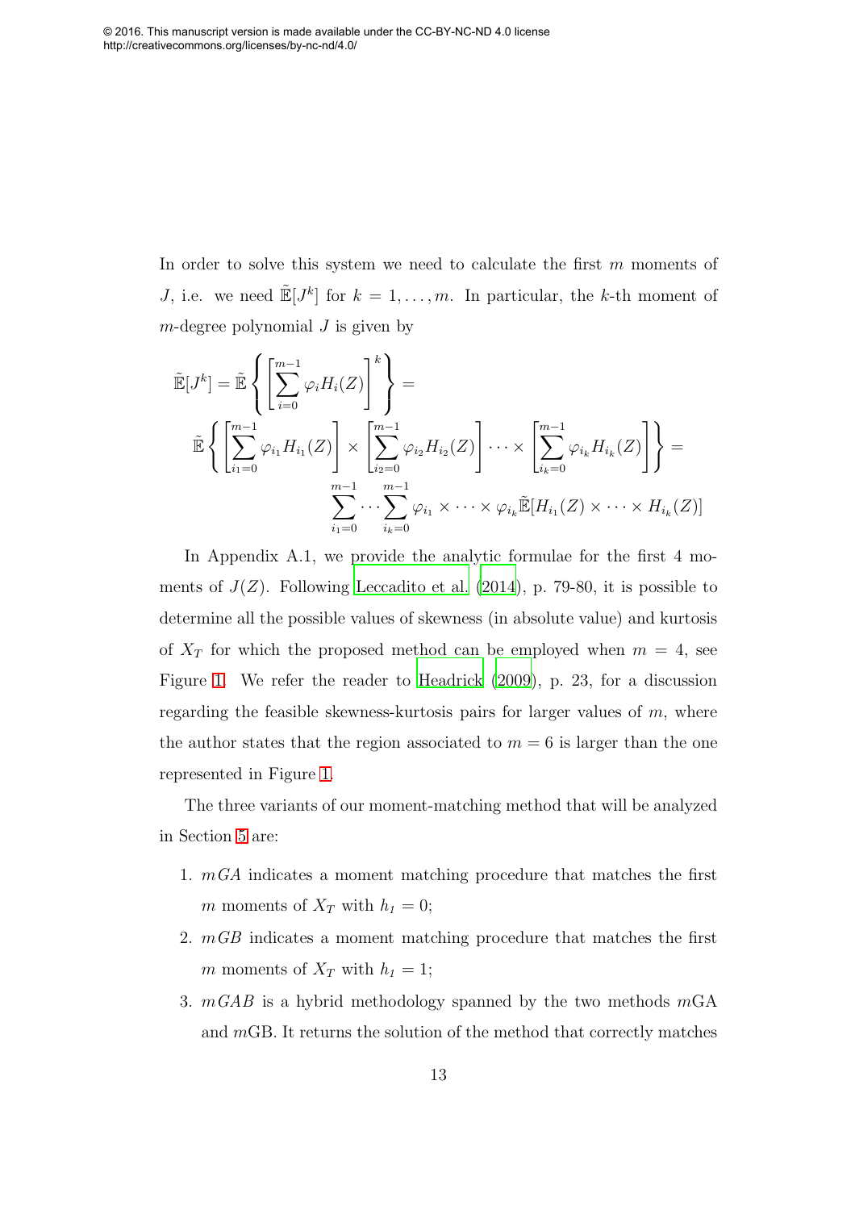In order to solve this system we need to calculate the first $m$ moments of $J$, i.e. we need $\tilde{\mathbb{E}}[J^k]$ for $k = 1, \ldots, m$. In particular, the $k$-th moment of $m$-degree polynomial $J$ is given by

$$
\begin{aligned}
\tilde{\mathbb{E}}[J^k] = \tilde{\mathbb{E}}\left\{\left[\sum_{i=0}^{m-1}\varphi_i H_i(Z)\right]^k\right\} = \\
\tilde{\mathbb{E}}\left\{\left[\sum_{i_1=0}^{m-1}\varphi_{i_1} H_{i_1}(Z)\right] \times \left[\sum_{i_2=0}^{m-1}\varphi_{i_2} H_{i_2}(Z)\right] \cdots \times \left[\sum_{i_k=0}^{m-1}\varphi_{i_k} H_{i_k}(Z)\right]\right\} = \\
\sum_{i_1=0}^{m-1} \cdots \sum_{i_k=0}^{m-1} \varphi_{i_1} \times \cdots \times \varphi_{i_k} \tilde{\mathbb{E}}[H_{i_1}(Z) \times \cdots \times H_{i_k}(Z)]
\end{aligned}
$$

In Appendix A.1, we provide the analytic formulae for the first 4 moments of $J(Z)$. Following Leccadito et al. (2014), p. 79-80, it is possible to determine all the possible values of skewness (in absolute value) and kurtosis of $X_T$ for which the proposed method can be employed when $m = 4$, see Figure 1. We refer the reader to Headrick (2009), p. 23, for a discussion regarding the feasible skewness-kurtosis pairs for larger values of $m$, where the author states that the region associated to $m = 6$ is larger than the one represented in Figure 1.

The three variants of our moment-matching method that will be analyzed in Section 5 are:

1. $mGA$ indicates a moment matching procedure that matches the first $m$ moments of $X_T$ with $h_1 = 0$;
2. $mGB$ indicates a moment matching procedure that matches the first $m$ moments of $X_T$ with $h_1 = 1$;
3. $mGAB$ is a hybrid methodology spanned by the two methods $m$GA and $m$GB. It returns the solution of the method that correctly matches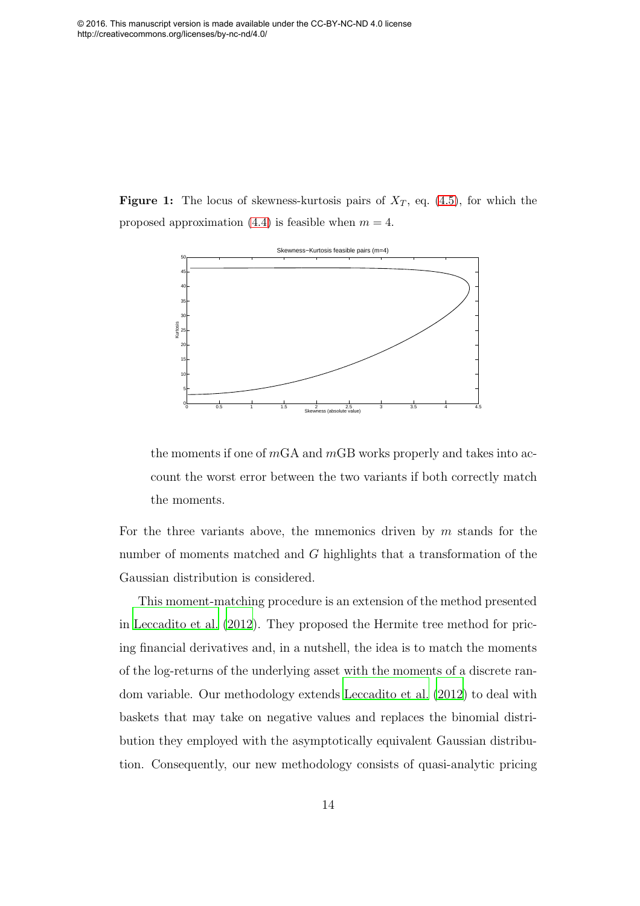**Figure 1:** The locus of skewness-kurtosis pairs of $X_T$, eq. (4.5), for which the proposed approximation (4.4) is feasible when $m = 4$.

the moments if one of $m$GA and $m$GB works properly and takes into account the worst error between the two variants if both correctly match the moments.

For the three variants above, the mnemonics driven by $m$ stands for the number of moments matched and $G$ highlights that a transformation of the Gaussian distribution is considered.

This moment-matching procedure is an extension of the method presented in Leccadito et al. (2012). They proposed the Hermite tree method for pricing financial derivatives and, in a nutshell, the idea is to match the moments of the log-returns of the underlying asset with the moments of a discrete random variable. Our methodology extends Leccadito et al. (2012) to deal with baskets that may take on negative values and replaces the binomial distribution they employed with the asymptotically equivalent Gaussian distribution. Consequently, our new methodology consists of quasi-analytic pricing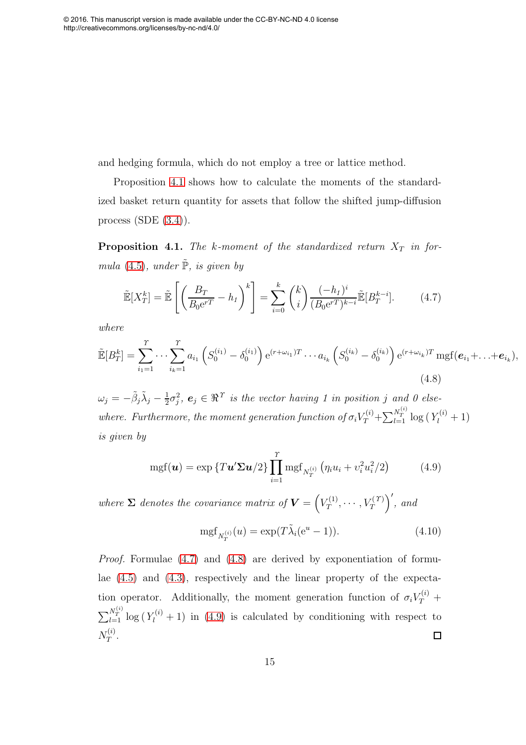and hedging formula, which do not employ a tree or lattice method.

Proposition 4.1 shows how to calculate the moments of the standardized basket return quantity for assets that follow the shifted jump-diffusion process (SDE (3.4)).

**Proposition 4.1.** *The $k$-moment of the standardized return $X_T$ in formula (4.5), under $\tilde{\mathbb{P}}$, is given by*

$$\tilde{\mathbb{E}}[X_T^k] = \tilde{\mathbb{E}}\left[\left(\frac{B_T}{B_0 \mathrm{e}^{rT}} - h_1\right)^k\right] = \sum_{i=0}^{k} \binom{k}{i} \frac{(-h_1)^i}{(B_0 \mathrm{e}^{rT})^{k-i}} \tilde{\mathbb{E}}[B_T^{k-i}]. \tag{4.7}$$

*where*

$$\tilde{\mathbb{E}}[B_T^k] = \sum_{i_1=1}^{\Upsilon} \cdots \sum_{i_k=1}^{\Upsilon} a_{i_1}\left(S_0^{(i_1)} - \delta_0^{(i_1)}\right) \mathrm{e}^{(r+\omega_{i_1})T} \cdots a_{i_k}\left(S_0^{(i_k)} - \delta_0^{(i_k)}\right) \mathrm{e}^{(r+\omega_{i_k})T} \,\mathrm{mgf}(\boldsymbol{e}_{i_1} + \ldots + \boldsymbol{e}_{i_k}), \tag{4.8}$$

$\omega_j = -\tilde{\beta}_j \tilde{\lambda}_j - \frac{1}{2}\sigma_j^2$, $\boldsymbol{e}_j \in \Re^{\Upsilon}$ *is the vector having 1 in position $j$ and 0 elsewhere. Furthermore, the moment generation function of* $\sigma_i V_T^{(i)} + \sum_{l=1}^{N_T^{(i)}} \log\left(Y_l^{(i)} + 1\right)$ *is given by*

$$\mathrm{mgf}(\boldsymbol{u}) = \exp\left\{T\boldsymbol{u}'\boldsymbol{\Sigma}\boldsymbol{u}/2\right\} \prod_{i=1}^{\Upsilon} \mathrm{mgf}_{N_T^{(i)}}\left(\eta_i u_i + \upsilon_i^2 u_i^2/2\right) \tag{4.9}$$

*where $\boldsymbol{\Sigma}$ denotes the covariance matrix of* $\boldsymbol{V} = \left(V_T^{(1)}, \cdots, V_T^{(\Upsilon)}\right)'$, *and*

$$\mathrm{mgf}_{N_T^{(i)}}(u) = \exp(T\tilde{\lambda}_i(\mathrm{e}^u - 1)). \tag{4.10}$$

*Proof.* Formulae (4.7) and (4.8) are derived by exponentiation of formulae (4.5) and (4.3), respectively and the linear property of the expectation operator. Additionally, the moment generation function of $\sigma_i V_T^{(i)} + \sum_{l=1}^{N_T^{(i)}} \log\left(Y_l^{(i)} + 1\right)$ in (4.9) is calculated by conditioning with respect to $N_T^{(i)}$. □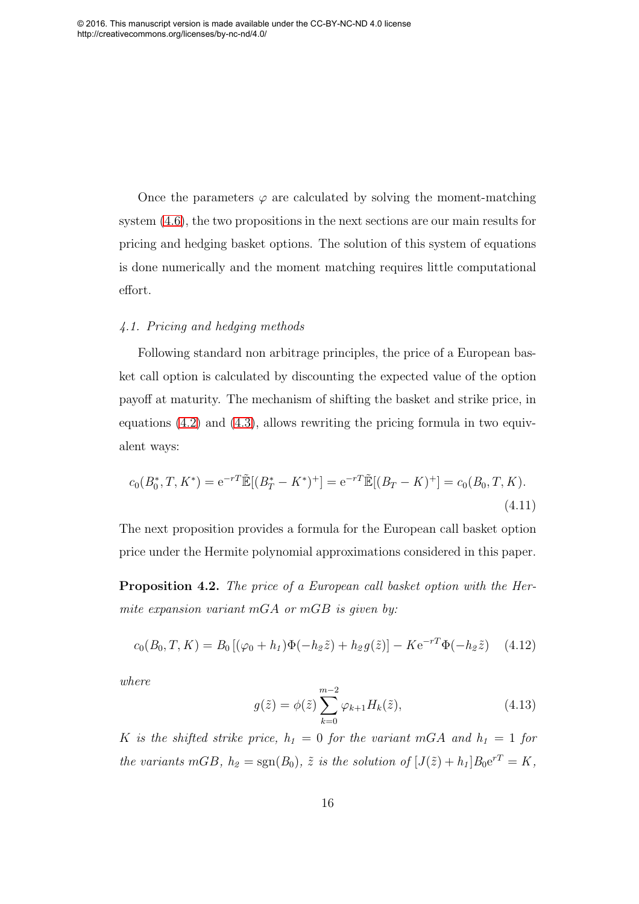Once the parameters $\varphi$ are calculated by solving the moment-matching system (4.6), the two propositions in the next sections are our main results for pricing and hedging basket options. The solution of this system of equations is done numerically and the moment matching requires little computational effort.

### *4.1. Pricing and hedging methods*

Following standard non arbitrage principles, the price of a European basket call option is calculated by discounting the expected value of the option payoff at maturity. The mechanism of shifting the basket and strike price, in equations (4.2) and (4.3), allows rewriting the pricing formula in two equivalent ways:

$$c_0(B_0^*, T, K^*) = \mathrm{e}^{-rT}\tilde{\mathbb{E}}[(B_T^* - K^*)^+] = \mathrm{e}^{-rT}\tilde{\mathbb{E}}[(B_T - K)^+] = c_0(B_0, T, K). \tag{4.11}$$

The next proposition provides a formula for the European call basket option price under the Hermite polynomial approximations considered in this paper.

**Proposition 4.2.** *The price of a European call basket option with the Hermite expansion variant mGA or mGB is given by:*

$$c_0(B_0, T, K) = B_0\left[(\varphi_0 + h_1)\Phi(-h_2\tilde{z}) + h_2 g(\tilde{z})\right] - K\mathrm{e}^{-rT}\Phi(-h_2\tilde{z}) \tag{4.12}$$

*where*

$$g(\tilde{z}) = \phi(\tilde{z})\sum_{k=0}^{m-2}\varphi_{k+1}H_k(\tilde{z}), \tag{4.13}$$

*$K$ is the shifted strike price, $h_1 = 0$ for the variant mGA and $h_1 = 1$ for the variants mGB, $h_2 = \mathrm{sgn}(B_0)$, $\tilde{z}$ is the solution of $[J(\tilde{z}) + h_1]B_0\mathrm{e}^{rT} = K$,*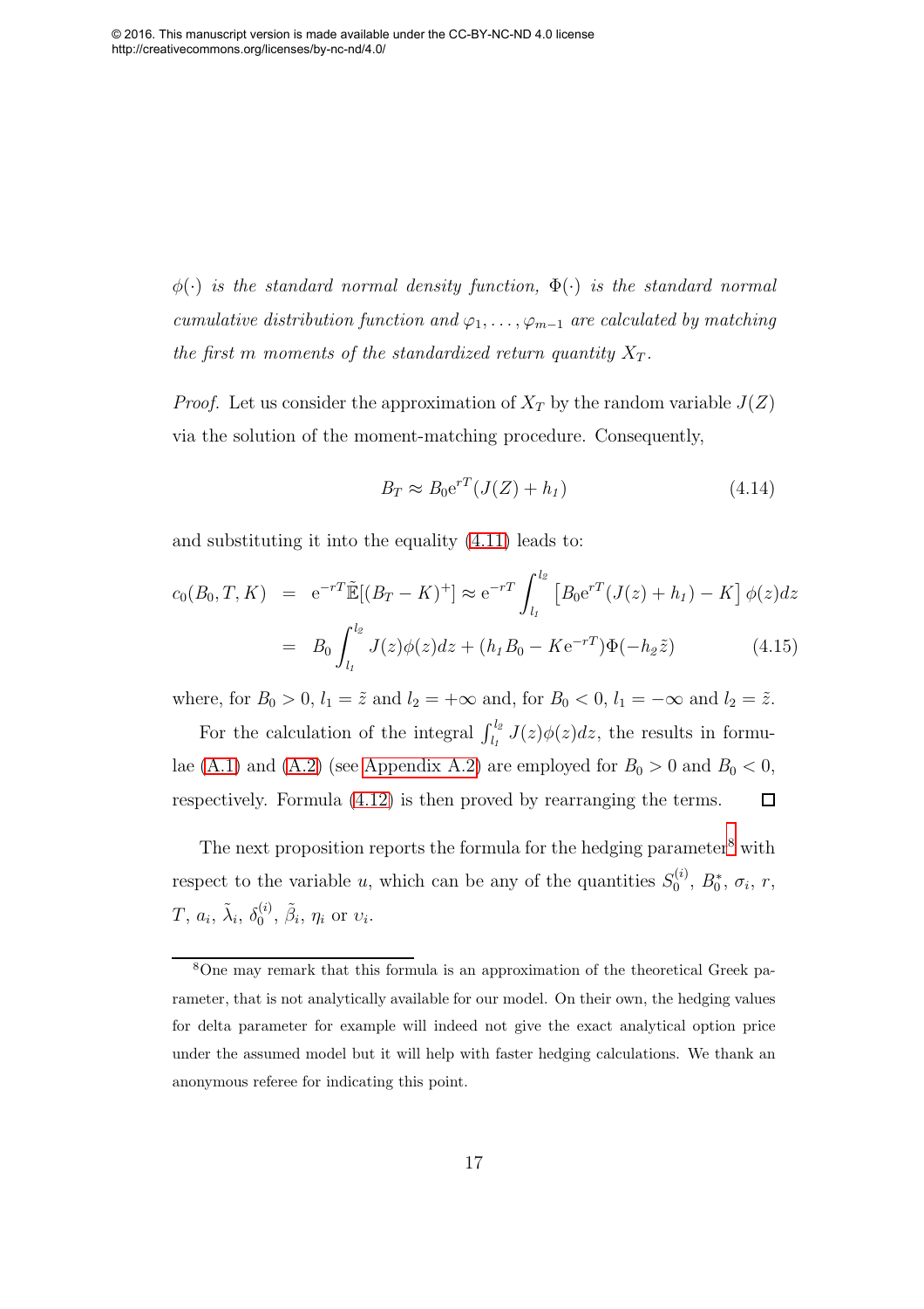*$\phi(\cdot)$ is the standard normal density function, $\Phi(\cdot)$ is the standard normal cumulative distribution function and $\varphi_1, \ldots, \varphi_{m-1}$ are calculated by matching the first $m$ moments of the standardized return quantity $X_T$.*

*Proof.* Let us consider the approximation of $X_T$ by the random variable $J(Z)$ via the solution of the moment-matching procedure. Consequently,

$$B_T \approx B_0 \mathrm{e}^{rT}(J(Z) + h_1) \tag{4.14}$$

and substituting it into the equality (4.11) leads to:

$$\begin{aligned} c_0(B_0, T, K) &= \mathrm{e}^{-rT}\tilde{\mathbb{E}}[(B_T - K)^+] \approx \mathrm{e}^{-rT}\int_{l_1}^{l_2}\left[B_0\mathrm{e}^{rT}(J(z) + h_1) - K\right]\phi(z)dz \\ &= B_0\int_{l_1}^{l_2} J(z)\phi(z)dz + (h_1 B_0 - K\mathrm{e}^{-rT})\Phi(-h_2\tilde{z}) \end{aligned} \tag{4.15}$$

where, for $B_0 > 0$, $l_1 = \tilde{z}$ and $l_2 = +\infty$ and, for $B_0 < 0$, $l_1 = -\infty$ and $l_2 = \tilde{z}$.

For the calculation of the integral $\int_{l_1}^{l_2} J(z)\phi(z)dz$, the results in formulae (A.1) and (A.2) (see Appendix A.2) are employed for $B_0 > 0$ and $B_0 < 0$, respectively. Formula (4.12) is then proved by rearranging the terms. □

The next proposition reports the formula for the hedging parameter[8] with respect to the variable $u$, which can be any of the quantities $S_0^{(i)}$, $B_0^*$, $\sigma_i$, $r$, $T$, $a_i$, $\tilde{\lambda}_i$, $\delta_0^{(i)}$, $\tilde{\beta}_i$, $\eta_i$ or $\upsilon_i$.

[8] One may remark that this formula is an approximation of the theoretical Greek parameter, that is not analytically available for our model. On their own, the hedging values for delta parameter for example will indeed not give the exact analytical option price under the assumed model but it will help with faster hedging calculations. We thank an anonymous referee for indicating this point.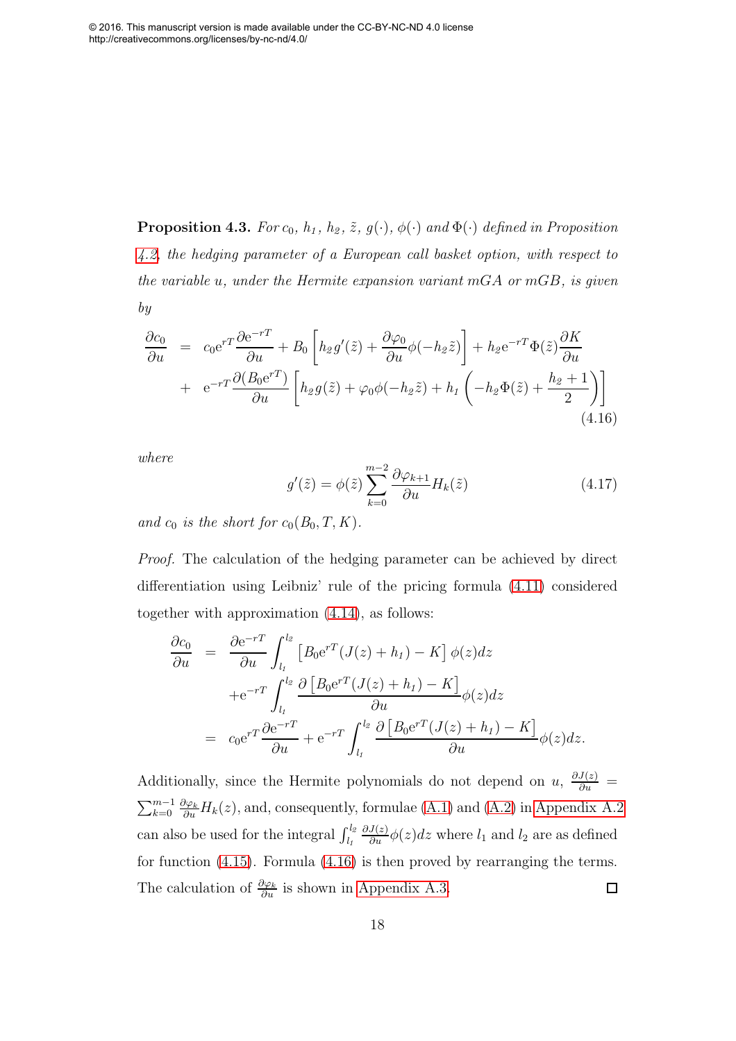© 2016. This manuscript version is made available under the CC-BY-NC-ND 4.0 license http://creativecommons.org/licenses/by-nc-nd/4.0/

**Proposition 4.3.** *For $c_0$, $h_1$, $h_2$, $\tilde{z}$, $g(\cdot)$, $\phi(\cdot)$ and $\Phi(\cdot)$ defined in Proposition 4.2, the hedging parameter of a European call basket option, with respect to the variable $u$, under the Hermite expansion variant mGA or mGB, is given by*

$$
\begin{aligned}
\frac{\partial c_0}{\partial u} &= c_0 \mathrm{e}^{rT} \frac{\partial \mathrm{e}^{-rT}}{\partial u} + B_0 \left[ h_2 g'(\tilde{z}) + \frac{\partial \varphi_0}{\partial u} \phi(-h_2 \tilde{z}) \right] + h_2 \mathrm{e}^{-rT} \Phi(\tilde{z}) \frac{\partial K}{\partial u} \\
&+ \mathrm{e}^{-rT} \frac{\partial (B_0 \mathrm{e}^{rT})}{\partial u} \left[ h_2 g(\tilde{z}) + \varphi_0 \phi(-h_2 \tilde{z}) + h_1 \left( -h_2 \Phi(\tilde{z}) + \frac{h_2 + 1}{2} \right) \right]
\end{aligned}
\tag{4.16}
$$

*where*

$$
g'(\tilde{z}) = \phi(\tilde{z}) \sum_{k=0}^{m-2} \frac{\partial \varphi_{k+1}}{\partial u} H_k(\tilde{z}) \tag{4.17}
$$

*and $c_0$ is the short for $c_0(B_0, T, K)$.*

*Proof.* The calculation of the hedging parameter can be achieved by direct differentiation using Leibniz' rule of the pricing formula (4.11) considered together with approximation (4.14), as follows:

$$
\begin{aligned}
\frac{\partial c_0}{\partial u} &= \frac{\partial \mathrm{e}^{-rT}}{\partial u} \int_{l_1}^{l_2} \left[ B_0 \mathrm{e}^{rT} (J(z) + h_1) - K \right] \phi(z) dz \\
&\quad + \mathrm{e}^{-rT} \int_{l_1}^{l_2} \frac{\partial \left[ B_0 \mathrm{e}^{rT} (J(z) + h_1) - K \right]}{\partial u} \phi(z) dz \\
&= c_0 \mathrm{e}^{rT} \frac{\partial \mathrm{e}^{-rT}}{\partial u} + \mathrm{e}^{-rT} \int_{l_1}^{l_2} \frac{\partial \left[ B_0 \mathrm{e}^{rT} (J(z) + h_1) - K \right]}{\partial u} \phi(z) dz.
\end{aligned}
$$

Additionally, since the Hermite polynomials do not depend on $u$, $\frac{\partial J(z)}{\partial u} = \sum_{k=0}^{m-1} \frac{\partial \varphi_k}{\partial u} H_k(z)$, and, consequently, formulae (A.1) and (A.2) in Appendix A.2 can also be used for the integral $\int_{l_1}^{l_2} \frac{\partial J(z)}{\partial u} \phi(z) dz$ where $l_1$ and $l_2$ are as defined for function (4.15). Formula (4.16) is then proved by rearranging the terms. The calculation of $\frac{\partial \varphi_k}{\partial u}$ is shown in Appendix A.3. $\square$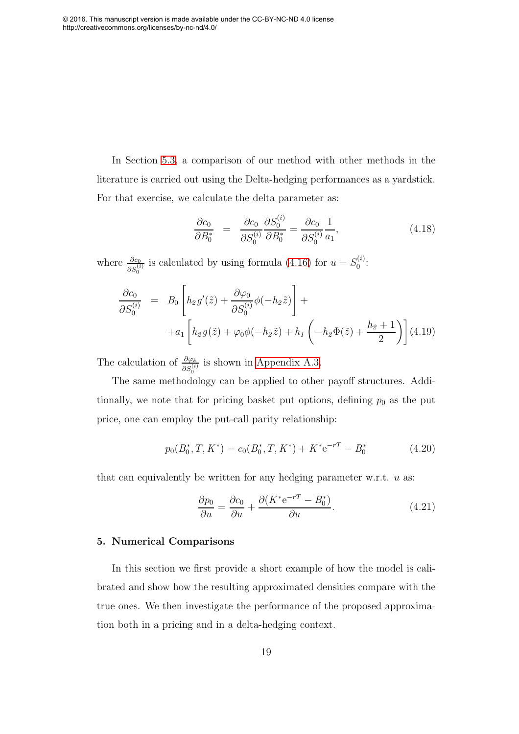In Section 5.3, a comparison of our method with other methods in the literature is carried out using the Delta-hedging performances as a yardstick. For that exercise, we calculate the delta parameter as:

$$
\frac{\partial c_0}{\partial B_0^*} = \frac{\partial c_0}{\partial S_0^{(i)}} \frac{\partial S_0^{(i)}}{\partial B_0^*} = \frac{\partial c_0}{\partial S_0^{(i)}} \frac{1}{a_1}, \tag{4.18}
$$

where $\frac{\partial c_0}{\partial S_0^{(i)}}$ is calculated by using formula (4.16) for $u = S_0^{(i)}$:

$$
\begin{aligned}
\frac{\partial c_0}{\partial S_0^{(i)}} &= B_0 \left[ h_2 g'(\tilde{z}) + \frac{\partial \varphi_0}{\partial S_0^{(i)}} \phi(-h_2 \tilde{z}) \right] + \\
&\quad + a_1 \left[ h_2 g(\tilde{z}) + \varphi_0 \phi(-h_2 \tilde{z}) + h_1 \left( -h_2 \Phi(\tilde{z}) + \frac{h_2 + 1}{2} \right) \right]
\end{aligned} \tag{4.19}
$$

The calculation of $\frac{\partial \varphi_k}{\partial S_0^{(i)}}$ is shown in Appendix A.3.

The same methodology can be applied to other payoff structures. Additionally, we note that for pricing basket put options, defining $p_0$ as the put price, one can employ the put-call parity relationship:

$$
p_0(B_0^*, T, K^*) = c_0(B_0^*, T, K^*) + K^* \mathrm{e}^{-rT} - B_0^* \tag{4.20}
$$

that can equivalently be written for any hedging parameter w.r.t. $u$ as:

$$
\frac{\partial p_0}{\partial u} = \frac{\partial c_0}{\partial u} + \frac{\partial (K^* \mathrm{e}^{-rT} - B_0^*)}{\partial u}. \tag{4.21}
$$

## 5. Numerical Comparisons

In this section we first provide a short example of how the model is calibrated and show how the resulting approximated densities compare with the true ones. We then investigate the performance of the proposed approximation both in a pricing and in a delta-hedging context.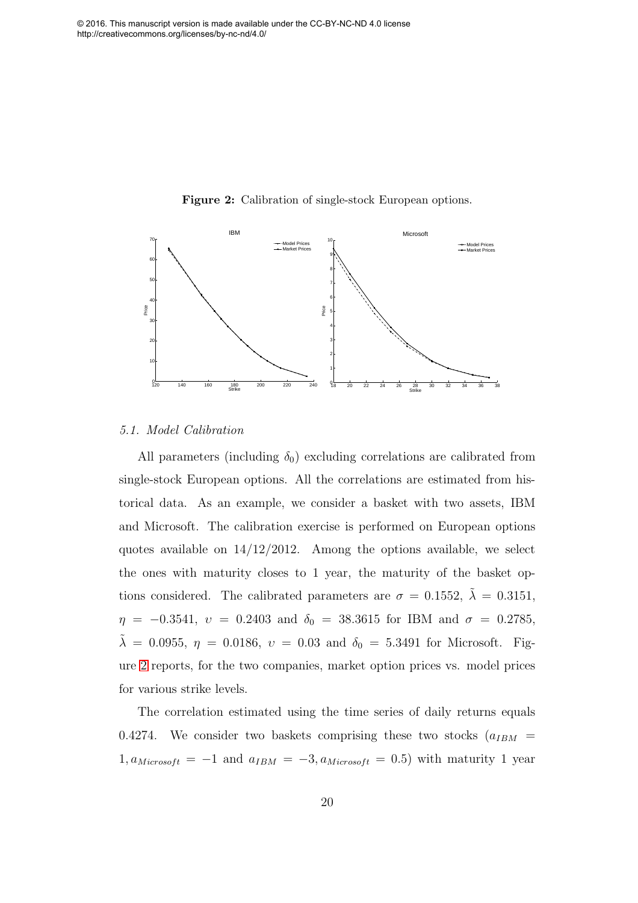© 2016. This manuscript version is made available under the CC-BY-NC-ND 4.0 license http://creativecommons.org/licenses/by-nc-nd/4.0/

**Figure 2:** Calibration of single-stock European options.

### 5.1. Model Calibration

All parameters (including $\delta_0$) excluding correlations are calibrated from single-stock European options. All the correlations are estimated from historical data. As an example, we consider a basket with two assets, IBM and Microsoft. The calibration exercise is performed on European options quotes available on 14/12/2012. Among the options available, we select the ones with maturity closes to 1 year, the maturity of the basket options considered. The calibrated parameters are $\sigma = 0.1552$, $\tilde{\lambda} = 0.3151$, $\eta = -0.3541$, $\upsilon = 0.2403$ and $\delta_0 = 38.3615$ for IBM and $\sigma = 0.2785$, $\tilde{\lambda} = 0.0955$, $\eta = 0.0186$, $\upsilon = 0.03$ and $\delta_0 = 5.3491$ for Microsoft. Figure 2 reports, for the two companies, market option prices vs. model prices for various strike levels.

The correlation estimated using the time series of daily returns equals 0.4274. We consider two baskets comprising these two stocks ($a_{IBM} = 1, a_{Microsoft} = -1$ and $a_{IBM} = -3, a_{Microsoft} = 0.5$) with maturity 1 year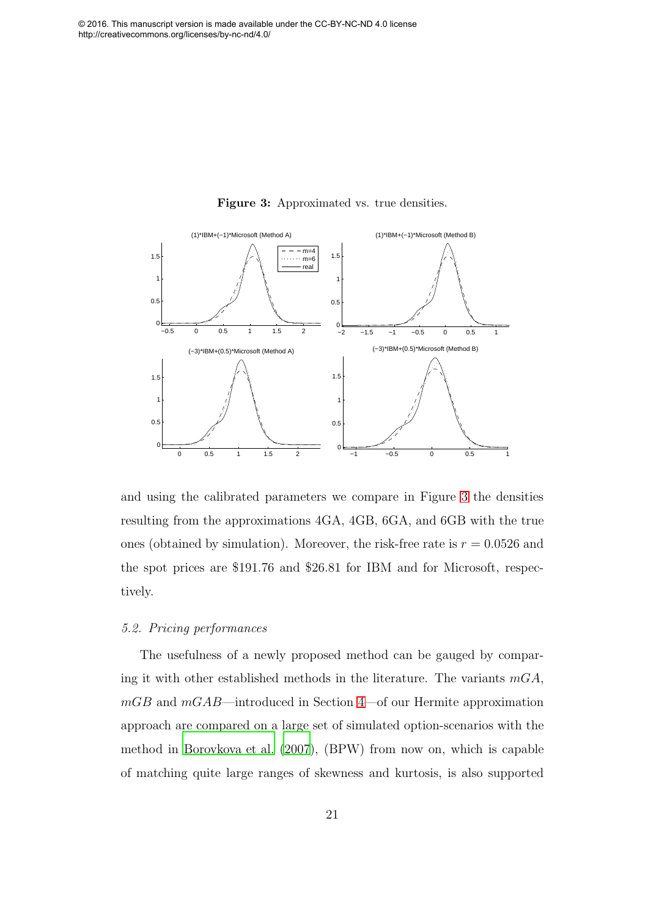**Figure 3:** Approximated vs. true densities.

and using the calibrated parameters we compare in Figure 3 the densities resulting from the approximations 4GA, 4GB, 6GA, and 6GB with the true ones (obtained by simulation). Moreover, the risk-free rate is $r = 0.0526$ and the spot prices are \$191.76 and \$26.81 for IBM and for Microsoft, respectively.

### *5.2. Pricing performances*

The usefulness of a newly proposed method can be gauged by comparing it with other established methods in the literature. The variants $mGA$, $mGB$ and $mGAB$—introduced in Section 4—of our Hermite approximation approach are compared on a large set of simulated option-scenarios with the method in Borovkova et al. (2007), (BPW) from now on, which is capable of matching quite large ranges of skewness and kurtosis, is also supported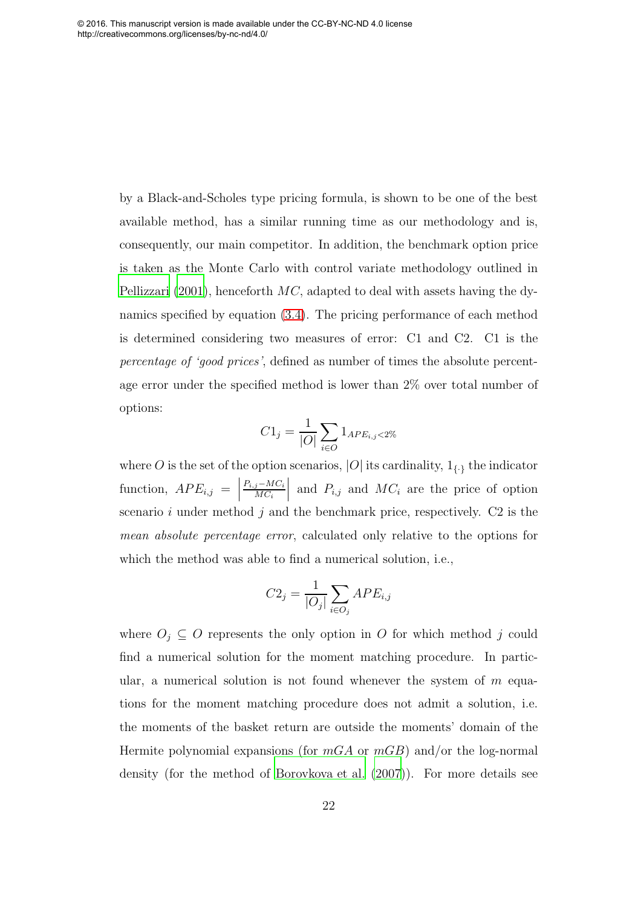by a Black-and-Scholes type pricing formula, is shown to be one of the best available method, has a similar running time as our methodology and is, consequently, our main competitor. In addition, the benchmark option price is taken as the Monte Carlo with control variate methodology outlined in Pellizzari (2001), henceforth $MC$, adapted to deal with assets having the dynamics specified by equation (3.4). The pricing performance of each method is determined considering two measures of error: C1 and C2. C1 is the *percentage of 'good prices'*, defined as number of times the absolute percentage error under the specified method is lower than 2% over total number of options:

$$C1_j = \frac{1}{|O|} \sum_{i \in O} 1_{APE_{i,j} < 2\%}$$

where $O$ is the set of the option scenarios, $|O|$ its cardinality, $1_{\{\cdot\}}$ the indicator function, $APE_{i,j} = \left| \frac{P_{i,j} - MC_i}{MC_i} \right|$ and $P_{i,j}$ and $MC_i$ are the price of option scenario $i$ under method $j$ and the benchmark price, respectively. C2 is the *mean absolute percentage error*, calculated only relative to the options for which the method was able to find a numerical solution, i.e.,

$$C2_j = \frac{1}{|O_j|} \sum_{i \in O_j} APE_{i,j}$$

where $O_j \subseteq O$ represents the only option in $O$ for which method $j$ could find a numerical solution for the moment matching procedure. In particular, a numerical solution is not found whenever the system of $m$ equations for the moment matching procedure does not admit a solution, i.e. the moments of the basket return are outside the moments' domain of the Hermite polynomial expansions (for $mGA$ or $mGB$) and/or the log-normal density (for the method of Borovkova et al. (2007)). For more details see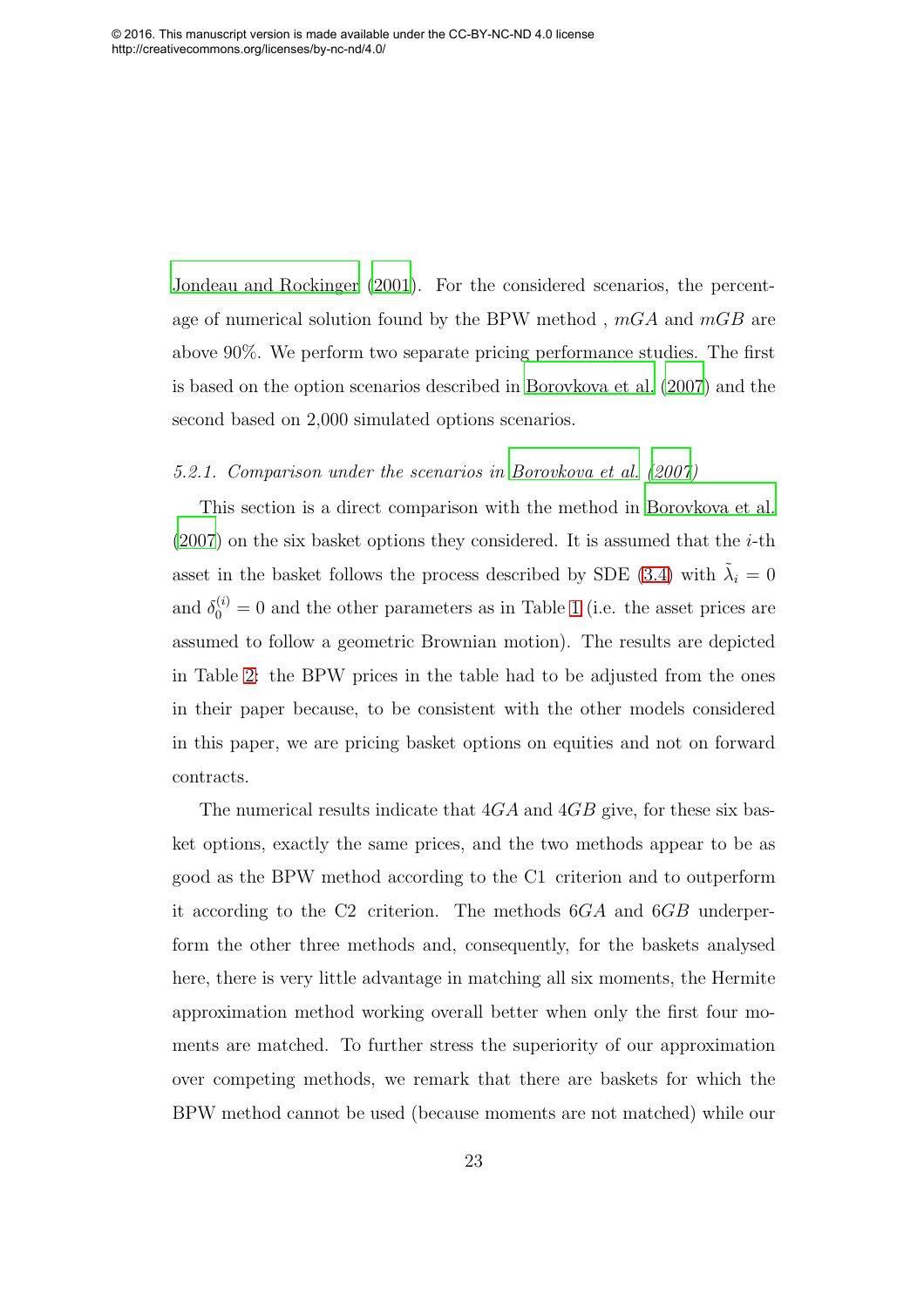Jondeau and Rockinger (2001). For the considered scenarios, the percentage of numerical solution found by the BPW method , $mGA$ and $mGB$ are above 90%. We perform two separate pricing performance studies. The first is based on the option scenarios described in Borovkova et al. (2007) and the second based on 2,000 simulated options scenarios.

#### *5.2.1. Comparison under the scenarios in Borovkova et al. (2007)*

This section is a direct comparison with the method in Borovkova et al. (2007) on the six basket options they considered. It is assumed that the $i$-th asset in the basket follows the process described by SDE (3.4) with $\tilde{\lambda}_i = 0$ and $\delta_0^{(i)} = 0$ and the other parameters as in Table 1 (i.e. the asset prices are assumed to follow a geometric Brownian motion). The results are depicted in Table 2: the BPW prices in the table had to be adjusted from the ones in their paper because, to be consistent with the other models considered in this paper, we are pricing basket options on equities and not on forward contracts.

The numerical results indicate that $4GA$ and $4GB$ give, for these six basket options, exactly the same prices, and the two methods appear to be as good as the BPW method according to the C1 criterion and to outperform it according to the C2 criterion. The methods $6GA$ and $6GB$ underperform the other three methods and, consequently, for the baskets analysed here, there is very little advantage in matching all six moments, the Hermite approximation method working overall better when only the first four moments are matched. To further stress the superiority of our approximation over competing methods, we remark that there are baskets for which the BPW method cannot be used (because moments are not matched) while our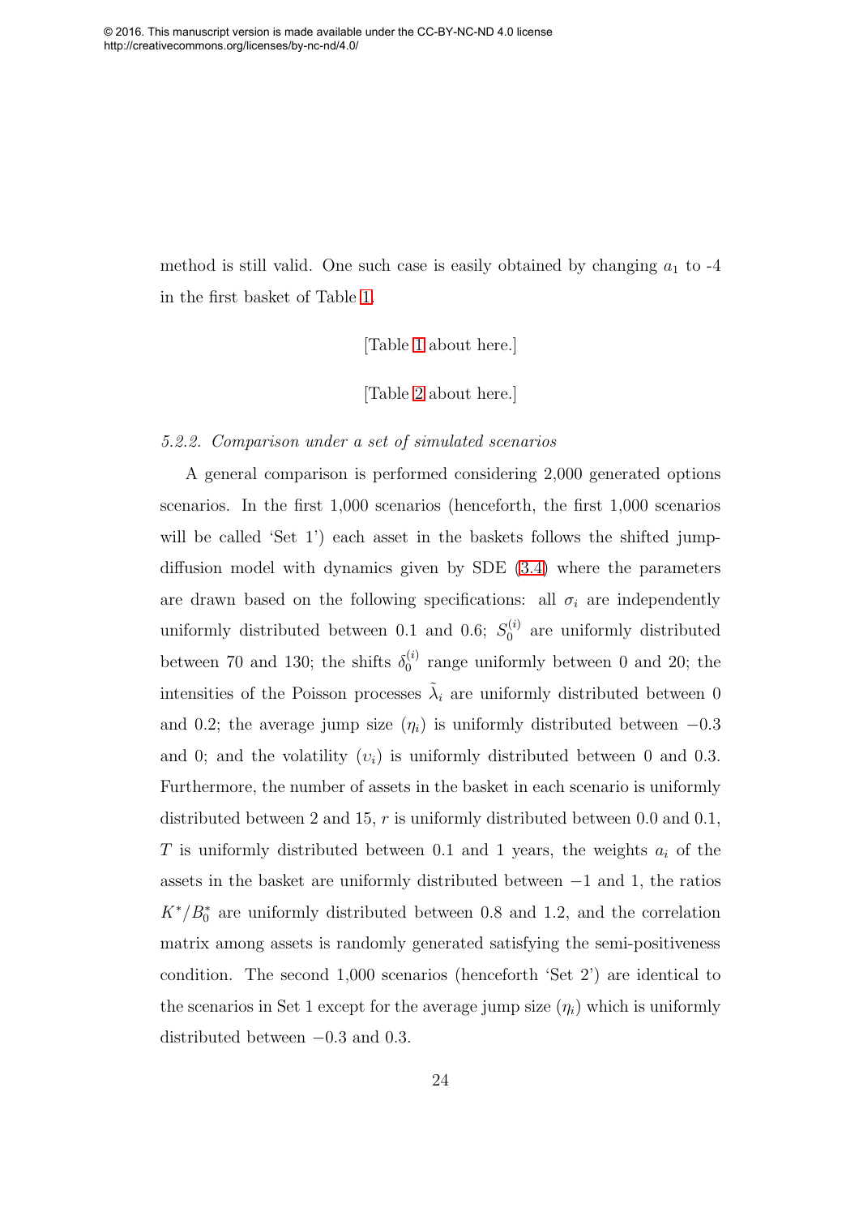method is still valid. One such case is easily obtained by changing $a_1$ to -4 in the first basket of Table 1.

[Table 1 about here.]

[Table 2 about here.]

*5.2.2. Comparison under a set of simulated scenarios*

A general comparison is performed considering 2,000 generated options scenarios. In the first 1,000 scenarios (henceforth, the first 1,000 scenarios will be called 'Set 1') each asset in the baskets follows the shifted jump-diffusion model with dynamics given by SDE (3.4) where the parameters are drawn based on the following specifications: all $\sigma_i$ are independently uniformly distributed between 0.1 and 0.6; $S_0^{(i)}$ are uniformly distributed between 70 and 130; the shifts $\delta_0^{(i)}$ range uniformly between 0 and 20; the intensities of the Poisson processes $\tilde{\lambda}_i$ are uniformly distributed between 0 and 0.2; the average jump size ($\eta_i$) is uniformly distributed between $-0.3$ and 0; and the volatility ($\upsilon_i$) is uniformly distributed between 0 and 0.3. Furthermore, the number of assets in the basket in each scenario is uniformly distributed between 2 and 15, $r$ is uniformly distributed between 0.0 and 0.1, $T$ is uniformly distributed between 0.1 and 1 years, the weights $a_i$ of the assets in the basket are uniformly distributed between $-1$ and 1, the ratios $K^*/B_0^*$ are uniformly distributed between 0.8 and 1.2, and the correlation matrix among assets is randomly generated satisfying the semi-positiveness condition. The second 1,000 scenarios (henceforth 'Set 2') are identical to the scenarios in Set 1 except for the average jump size ($\eta_i$) which is uniformly distributed between $-0.3$ and 0.3.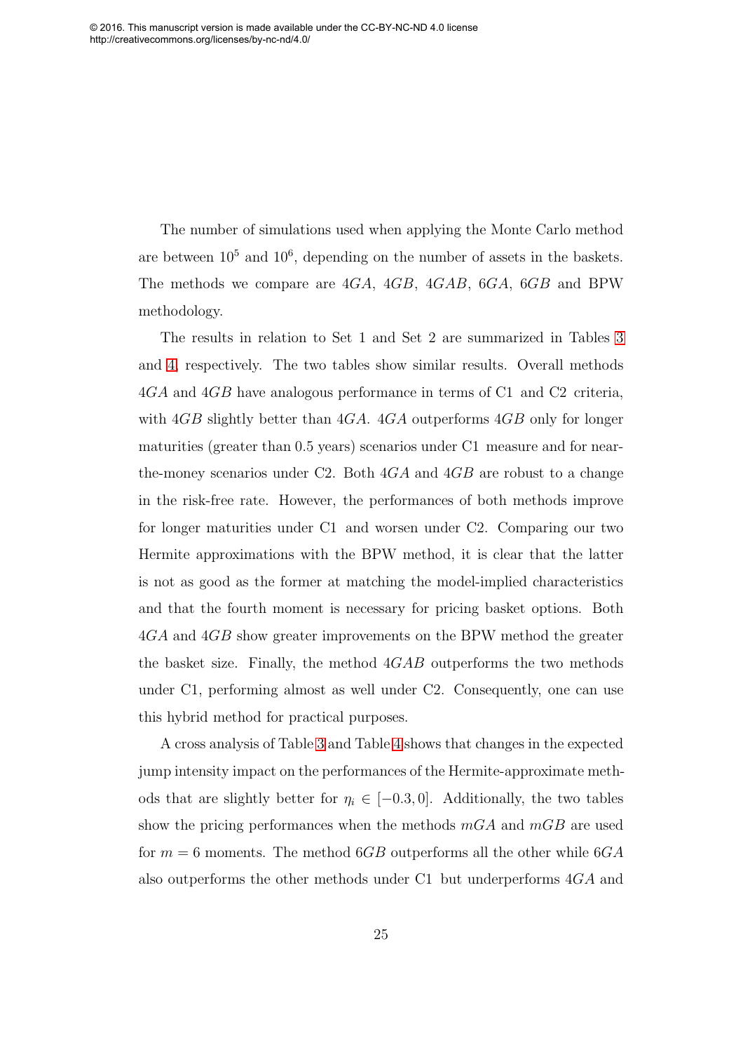The number of simulations used when applying the Monte Carlo method are between $10^5$ and $10^6$, depending on the number of assets in the baskets. The methods we compare are $4GA$, $4GB$, $4GAB$, $6GA$, $6GB$ and BPW methodology.

The results in relation to Set 1 and Set 2 are summarized in Tables 3 and 4, respectively. The two tables show similar results. Overall methods $4GA$ and $4GB$ have analogous performance in terms of C1 and C2 criteria, with $4GB$ slightly better than $4GA$. $4GA$ outperforms $4GB$ only for longer maturities (greater than 0.5 years) scenarios under C1 measure and for near-the-money scenarios under C2. Both $4GA$ and $4GB$ are robust to a change in the risk-free rate. However, the performances of both methods improve for longer maturities under C1 and worsen under C2. Comparing our two Hermite approximations with the BPW method, it is clear that the latter is not as good as the former at matching the model-implied characteristics and that the fourth moment is necessary for pricing basket options. Both $4GA$ and $4GB$ show greater improvements on the BPW method the greater the basket size. Finally, the method $4GAB$ outperforms the two methods under C1, performing almost as well under C2. Consequently, one can use this hybrid method for practical purposes.

A cross analysis of Table 3 and Table 4 shows that changes in the expected jump intensity impact on the performances of the Hermite-approximate methods that are slightly better for $\eta_i \in [-0.3, 0]$. Additionally, the two tables show the pricing performances when the methods $mGA$ and $mGB$ are used for $m = 6$ moments. The method $6GB$ outperforms all the other while $6GA$ also outperforms the other methods under C1 but underperforms $4GA$ and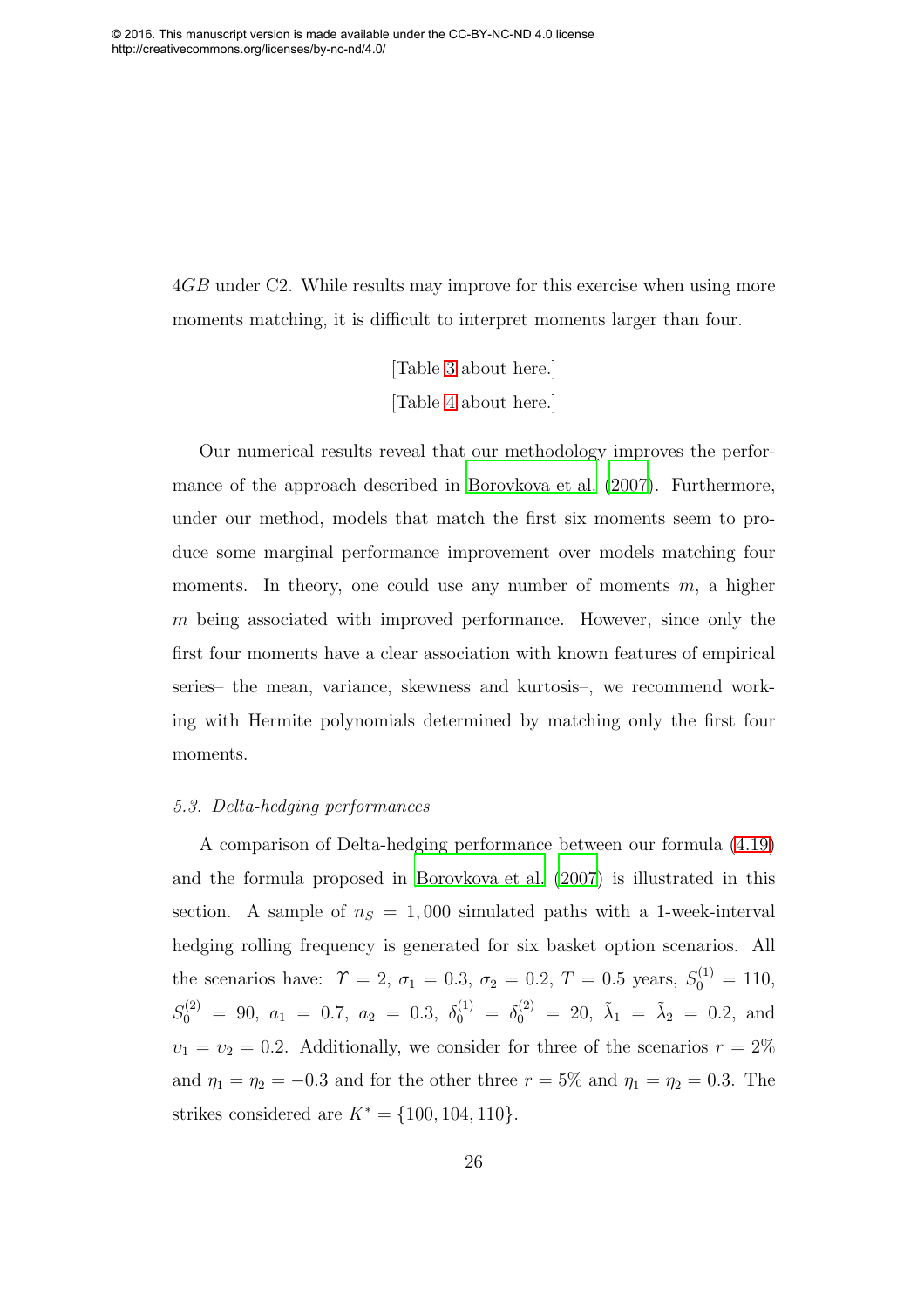$4GB$ under C2. While results may improve for this exercise when using more moments matching, it is difficult to interpret moments larger than four.

[Table 3 about here.]

[Table 4 about here.]

Our numerical results reveal that our methodology improves the performance of the approach described in Borovkova et al. (2007). Furthermore, under our method, models that match the first six moments seem to produce some marginal performance improvement over models matching four moments. In theory, one could use any number of moments $m$, a higher $m$ being associated with improved performance. However, since only the first four moments have a clear association with known features of empirical series– the mean, variance, skewness and kurtosis–, we recommend working with Hermite polynomials determined by matching only the first four moments.

*5.3. Delta-hedging performances*

A comparison of Delta-hedging performance between our formula (4.19) and the formula proposed in Borovkova et al. (2007) is illustrated in this section. A sample of $n_S = 1,000$ simulated paths with a 1-week-interval hedging rolling frequency is generated for six basket option scenarios. All the scenarios have: $\Upsilon = 2$, $\sigma_1 = 0.3$, $\sigma_2 = 0.2$, $T = 0.5$ years, $S_0^{(1)} = 110$, $S_0^{(2)} = 90$, $a_1 = 0.7$, $a_2 = 0.3$, $\delta_0^{(1)} = \delta_0^{(2)} = 20$, $\tilde{\lambda}_1 = \tilde{\lambda}_2 = 0.2$, and $\upsilon_1 = \upsilon_2 = 0.2$. Additionally, we consider for three of the scenarios $r = 2\%$ and $\eta_1 = \eta_2 = -0.3$ and for the other three $r = 5\%$ and $\eta_1 = \eta_2 = 0.3$. The strikes considered are $K^* = \{100, 104, 110\}$.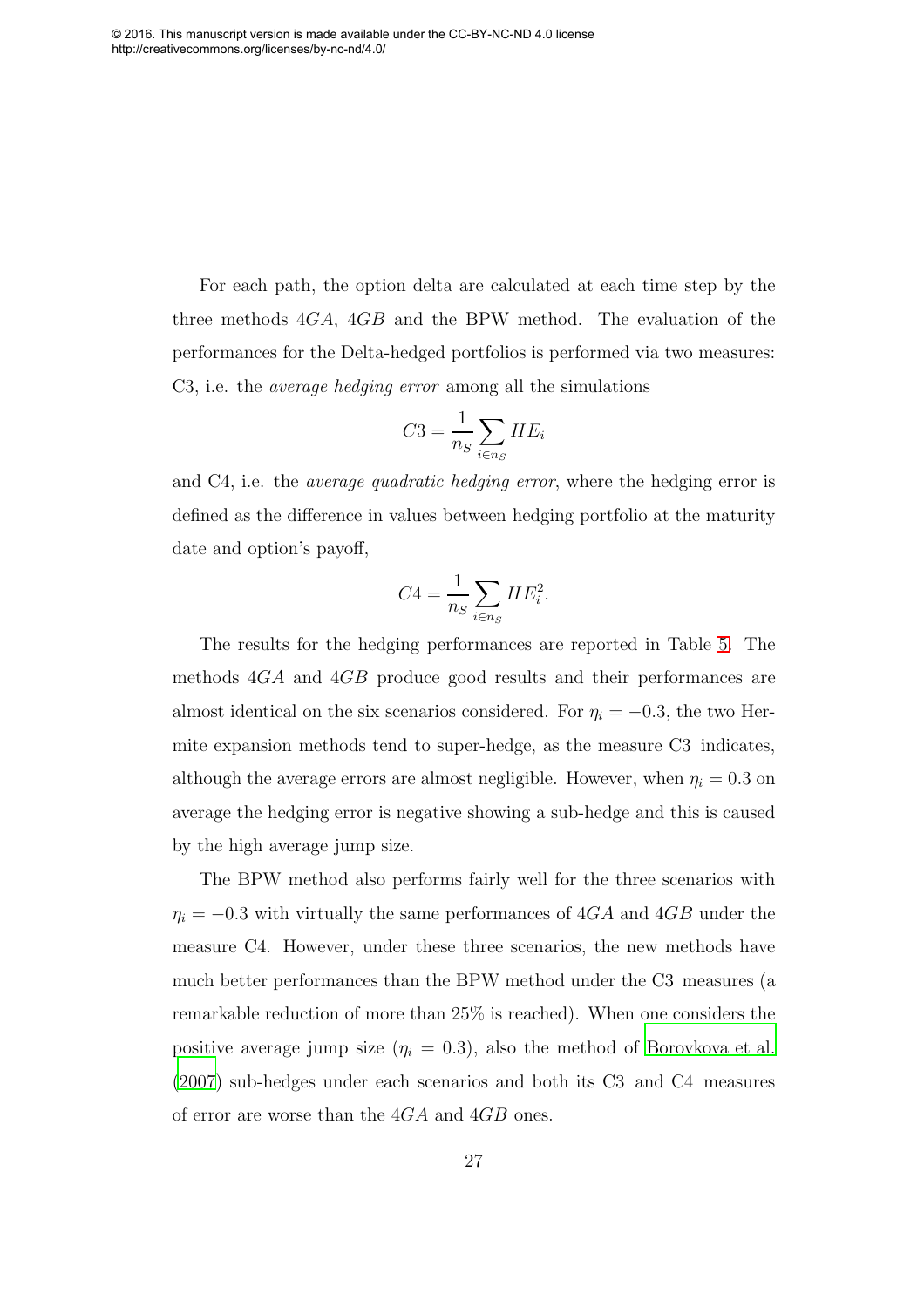For each path, the option delta are calculated at each time step by the three methods $4GA$, $4GB$ and the BPW method. The evaluation of the performances for the Delta-hedged portfolios is performed via two measures: C3, i.e. the *average hedging error* among all the simulations

$$C3 = \frac{1}{n_S} \sum_{i \in n_S} HE_i$$

and C4, i.e. the *average quadratic hedging error*, where the hedging error is defined as the difference in values between hedging portfolio at the maturity date and option's payoff,

$$C4 = \frac{1}{n_S} \sum_{i \in n_S} HE_i^2.$$

The results for the hedging performances are reported in Table 5. The methods $4GA$ and $4GB$ produce good results and their performances are almost identical on the six scenarios considered. For $\eta_i = -0.3$, the two Hermite expansion methods tend to super-hedge, as the measure C3 indicates, although the average errors are almost negligible. However, when $\eta_i = 0.3$ on average the hedging error is negative showing a sub-hedge and this is caused by the high average jump size.

The BPW method also performs fairly well for the three scenarios with $\eta_i = -0.3$ with virtually the same performances of $4GA$ and $4GB$ under the measure C4. However, under these three scenarios, the new methods have much better performances than the BPW method under the C3 measures (a remarkable reduction of more than 25% is reached). When one considers the positive average jump size ($\eta_i = 0.3$), also the method of Borovkova et al. (2007) sub-hedges under each scenarios and both its C3 and C4 measures of error are worse than the $4GA$ and $4GB$ ones.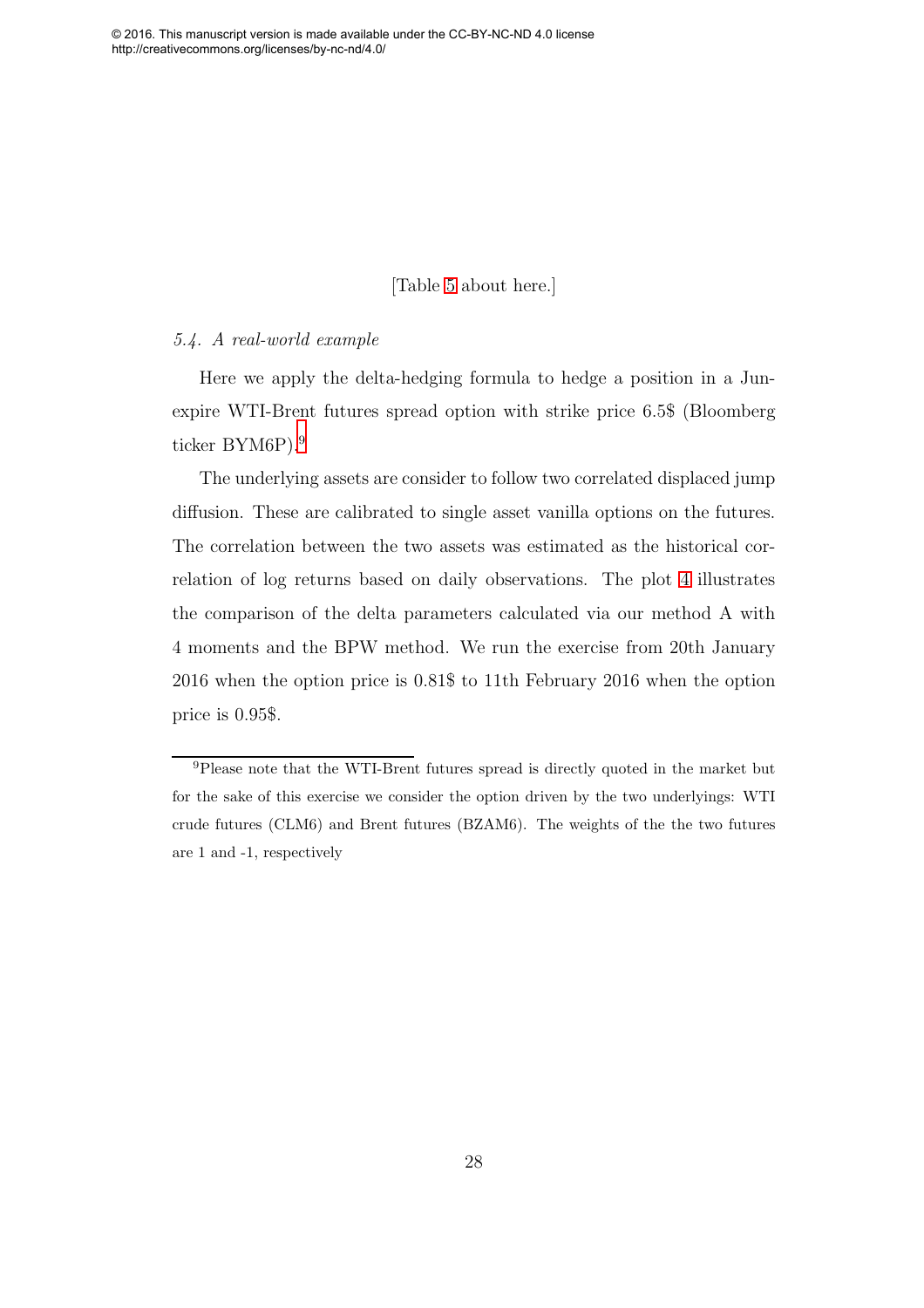[Table 5 about here.]

### *5.4. A real-world example*

Here we apply the delta-hedging formula to hedge a position in a Jun-expire WTI-Brent futures spread option with strike price 6.5$ (Bloomberg ticker BYM6P).[9]

The underlying assets are consider to follow two correlated displaced jump diffusion. These are calibrated to single asset vanilla options on the futures. The correlation between the two assets was estimated as the historical correlation of log returns based on daily observations. The plot 4 illustrates the comparison of the delta parameters calculated via our method A with 4 moments and the BPW method. We run the exercise from 20th January 2016 when the option price is 0.81$ to 11th February 2016 when the option price is 0.95$.

[9]Please note that the WTI-Brent futures spread is directly quoted in the market but for the sake of this exercise we consider the option driven by the two underlyings: WTI crude futures (CLM6) and Brent futures (BZAM6). The weights of the the two futures are 1 and -1, respectively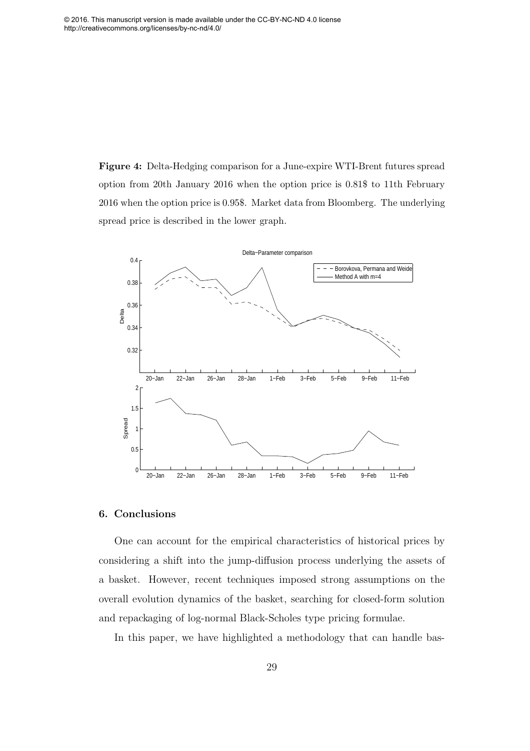© 2016. This manuscript version is made available under the CC-BY-NC-ND 4.0 license http://creativecommons.org/licenses/by-nc-nd/4.0/

**Figure 4:** Delta-Hedging comparison for a June-expire WTI-Brent futures spread option from 20th January 2016 when the option price is 0.81$ to 11th February 2016 when the option price is 0.95$. Market data from Bloomberg. The underlying spread price is described in the lower graph.

## 6. Conclusions

One can account for the empirical characteristics of historical prices by considering a shift into the jump-diffusion process underlying the assets of a basket. However, recent techniques imposed strong assumptions on the overall evolution dynamics of the basket, searching for closed-form solution and repackaging of log-normal Black-Scholes type pricing formulae.

In this paper, we have highlighted a methodology that can handle bas-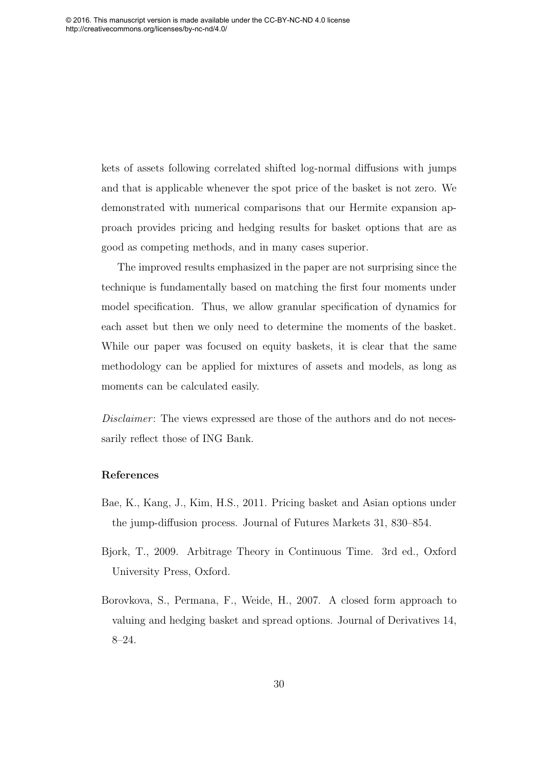kets of assets following correlated shifted log-normal diffusions with jumps and that is applicable whenever the spot price of the basket is not zero. We demonstrated with numerical comparisons that our Hermite expansion approach provides pricing and hedging results for basket options that are as good as competing methods, and in many cases superior.

The improved results emphasized in the paper are not surprising since the technique is fundamentally based on matching the first four moments under model specification. Thus, we allow granular specification of dynamics for each asset but then we only need to determine the moments of the basket. While our paper was focused on equity baskets, it is clear that the same methodology can be applied for mixtures of assets and models, as long as moments can be calculated easily.

*Disclaimer*: The views expressed are those of the authors and do not necessarily reflect those of ING Bank.

## References

Bae, K., Kang, J., Kim, H.S., 2011. Pricing basket and Asian options under the jump-diffusion process. Journal of Futures Markets 31, 830–854.

Bjork, T., 2009. Arbitrage Theory in Continuous Time. 3rd ed., Oxford University Press, Oxford.

Borovkova, S., Permana, F., Weide, H., 2007. A closed form approach to valuing and hedging basket and spread options. Journal of Derivatives 14, 8–24.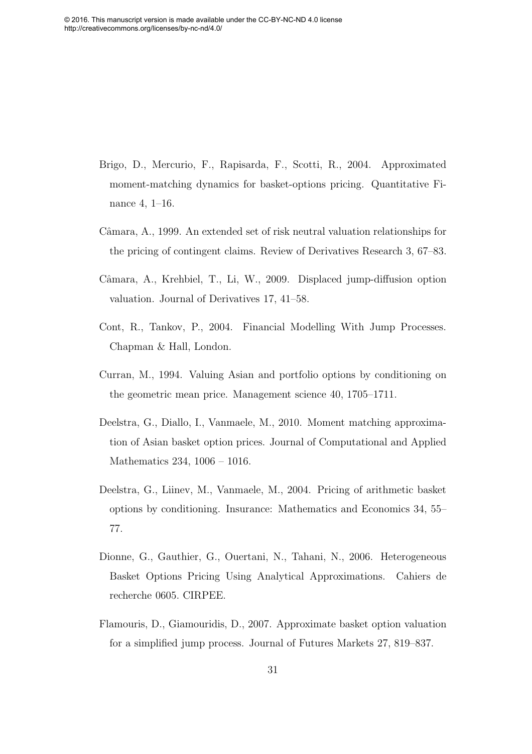Brigo, D., Mercurio, F., Rapisarda, F., Scotti, R., 2004. Approximated moment-matching dynamics for basket-options pricing. Quantitative Finance 4, 1–16.

Câmara, A., 1999. An extended set of risk neutral valuation relationships for the pricing of contingent claims. Review of Derivatives Research 3, 67–83.

Câmara, A., Krehbiel, T., Li, W., 2009. Displaced jump-diffusion option valuation. Journal of Derivatives 17, 41–58.

Cont, R., Tankov, P., 2004. Financial Modelling With Jump Processes. Chapman & Hall, London.

Curran, M., 1994. Valuing Asian and portfolio options by conditioning on the geometric mean price. Management science 40, 1705–1711.

Deelstra, G., Diallo, I., Vanmaele, M., 2010. Moment matching approximation of Asian basket option prices. Journal of Computational and Applied Mathematics 234, 1006 – 1016.

Deelstra, G., Liinev, M., Vanmaele, M., 2004. Pricing of arithmetic basket options by conditioning. Insurance: Mathematics and Economics 34, 55–77.

Dionne, G., Gauthier, G., Ouertani, N., Tahani, N., 2006. Heterogeneous Basket Options Pricing Using Analytical Approximations. Cahiers de recherche 0605. CIRPEE.

Flamouris, D., Giamouridis, D., 2007. Approximate basket option valuation for a simplified jump process. Journal of Futures Markets 27, 819–837.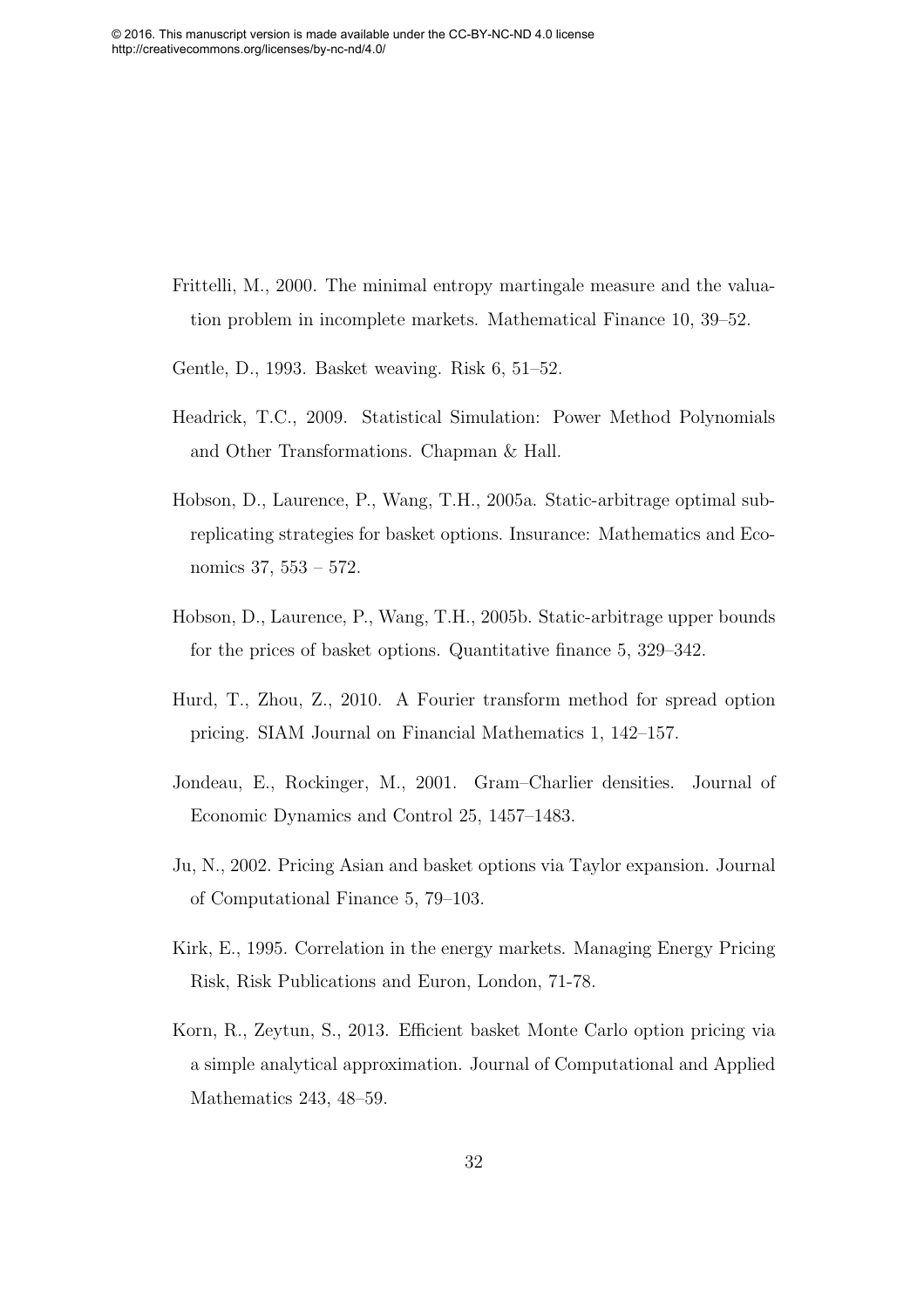Frittelli, M., 2000. The minimal entropy martingale measure and the valuation problem in incomplete markets. Mathematical Finance 10, 39–52.

Gentle, D., 1993. Basket weaving. Risk 6, 51–52.

Headrick, T.C., 2009. Statistical Simulation: Power Method Polynomials and Other Transformations. Chapman & Hall.

Hobson, D., Laurence, P., Wang, T.H., 2005a. Static-arbitrage optimal subreplicating strategies for basket options. Insurance: Mathematics and Economics 37, 553 – 572.

Hobson, D., Laurence, P., Wang, T.H., 2005b. Static-arbitrage upper bounds for the prices of basket options. Quantitative finance 5, 329–342.

Hurd, T., Zhou, Z., 2010. A Fourier transform method for spread option pricing. SIAM Journal on Financial Mathematics 1, 142–157.

Jondeau, E., Rockinger, M., 2001. Gram–Charlier densities. Journal of Economic Dynamics and Control 25, 1457–1483.

Ju, N., 2002. Pricing Asian and basket options via Taylor expansion. Journal of Computational Finance 5, 79–103.

Kirk, E., 1995. Correlation in the energy markets. Managing Energy Pricing Risk, Risk Publications and Euron, London, 71-78.

Korn, R., Zeytun, S., 2013. Efficient basket Monte Carlo option pricing via a simple analytical approximation. Journal of Computational and Applied Mathematics 243, 48–59.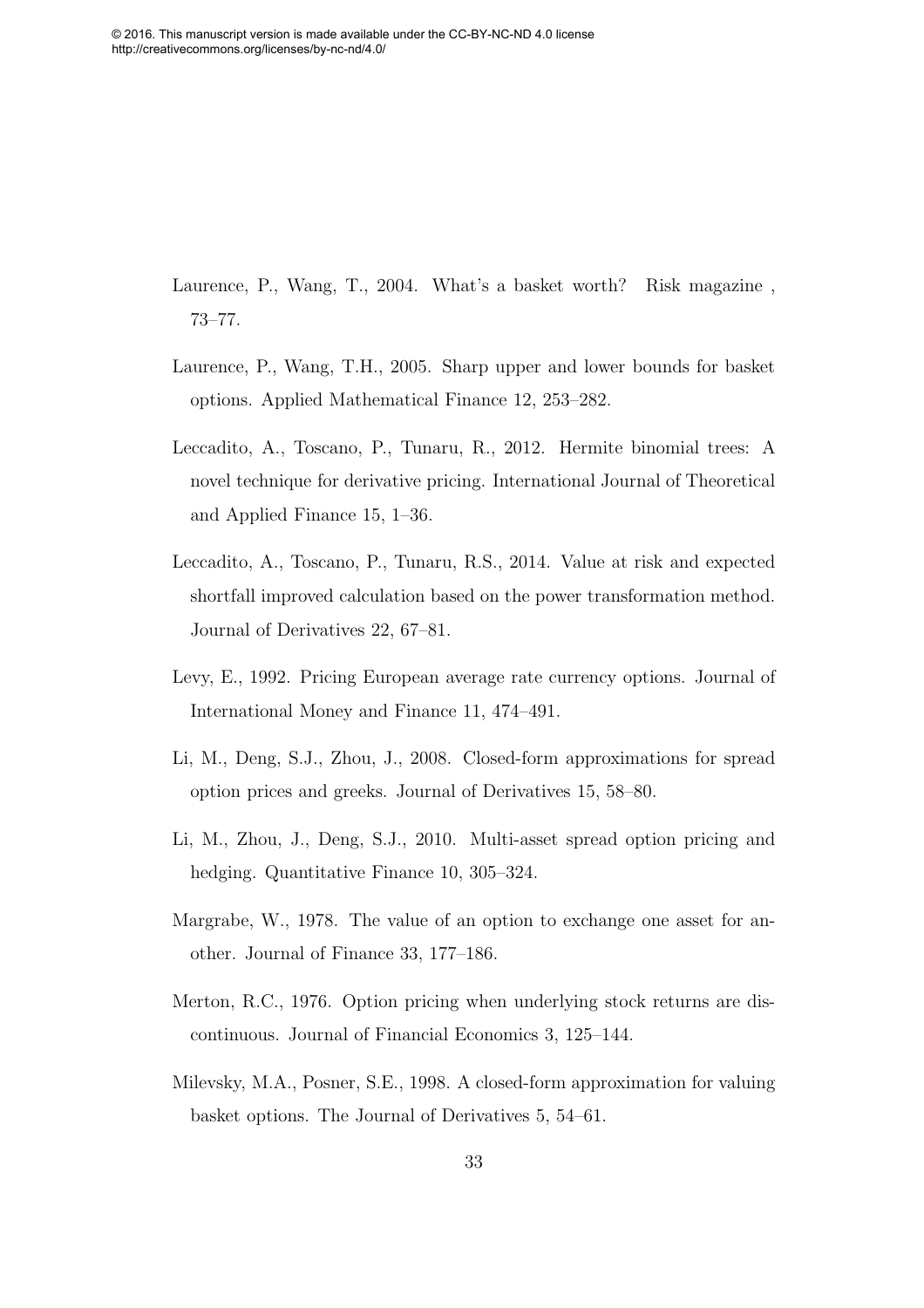Laurence, P., Wang, T., 2004. What's a basket worth? Risk magazine , 73–77.

Laurence, P., Wang, T.H., 2005. Sharp upper and lower bounds for basket options. Applied Mathematical Finance 12, 253–282.

Leccadito, A., Toscano, P., Tunaru, R., 2012. Hermite binomial trees: A novel technique for derivative pricing. International Journal of Theoretical and Applied Finance 15, 1–36.

Leccadito, A., Toscano, P., Tunaru, R.S., 2014. Value at risk and expected shortfall improved calculation based on the power transformation method. Journal of Derivatives 22, 67–81.

Levy, E., 1992. Pricing European average rate currency options. Journal of International Money and Finance 11, 474–491.

Li, M., Deng, S.J., Zhou, J., 2008. Closed-form approximations for spread option prices and greeks. Journal of Derivatives 15, 58–80.

Li, M., Zhou, J., Deng, S.J., 2010. Multi-asset spread option pricing and hedging. Quantitative Finance 10, 305–324.

Margrabe, W., 1978. The value of an option to exchange one asset for another. Journal of Finance 33, 177–186.

Merton, R.C., 1976. Option pricing when underlying stock returns are discontinuous. Journal of Financial Economics 3, 125–144.

Milevsky, M.A., Posner, S.E., 1998. A closed-form approximation for valuing basket options. The Journal of Derivatives 5, 54–61.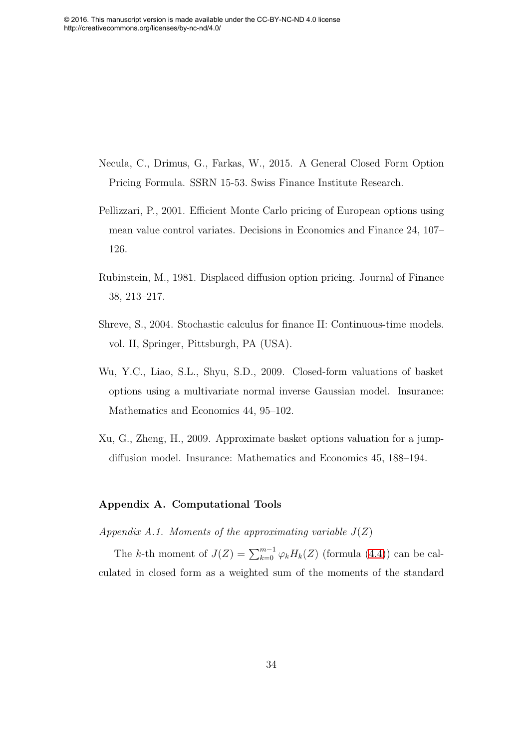Necula, C., Drimus, G., Farkas, W., 2015. A General Closed Form Option Pricing Formula. SSRN 15-53. Swiss Finance Institute Research.

Pellizzari, P., 2001. Efficient Monte Carlo pricing of European options using mean value control variates. Decisions in Economics and Finance 24, 107–126.

Rubinstein, M., 1981. Displaced diffusion option pricing. Journal of Finance 38, 213–217.

Shreve, S., 2004. Stochastic calculus for finance II: Continuous-time models. vol. II, Springer, Pittsburgh, PA (USA).

Wu, Y.C., Liao, S.L., Shyu, S.D., 2009. Closed-form valuations of basket options using a multivariate normal inverse Gaussian model. Insurance: Mathematics and Economics 44, 95–102.

Xu, G., Zheng, H., 2009. Approximate basket options valuation for a jump-diffusion model. Insurance: Mathematics and Economics 45, 188–194.

## Appendix A. Computational Tools

*Appendix A.1. Moments of the approximating variable $J(Z)$*

The $k$-th moment of $J(Z) = \sum_{k=0}^{m-1} \varphi_k H_k(Z)$ (formula (4.4)) can be calculated in closed form as a weighted sum of the moments of the standard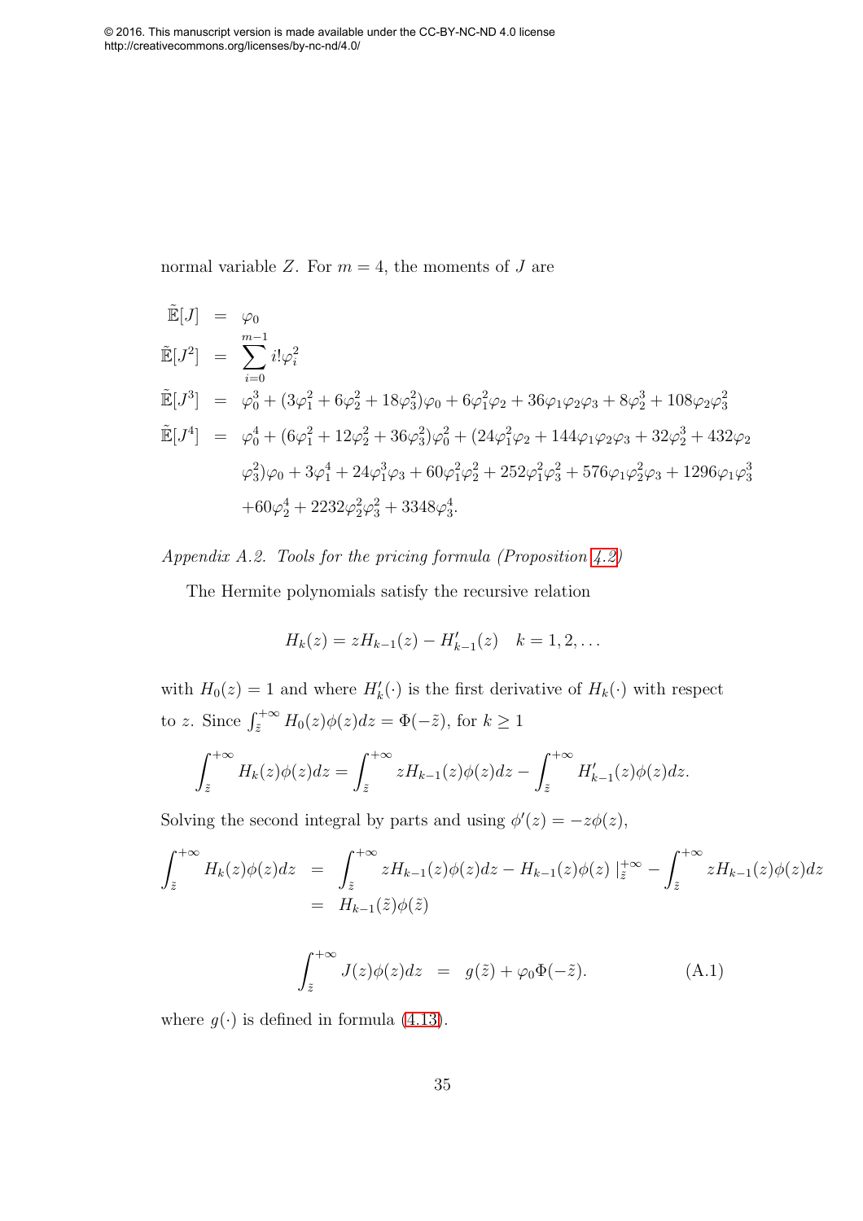normal variable $Z$. For $m = 4$, the moments of $J$ are

$$
\begin{aligned}
\tilde{\mathbb{E}}[J] &= \varphi_0 \\
\tilde{\mathbb{E}}[J^2] &= \sum_{i=0}^{m-1} i!\varphi_i^2 \\
\tilde{\mathbb{E}}[J^3] &= \varphi_0^3 + (3\varphi_1^2 + 6\varphi_2^2 + 18\varphi_3^2)\varphi_0 + 6\varphi_1^2\varphi_2 + 36\varphi_1\varphi_2\varphi_3 + 8\varphi_2^3 + 108\varphi_2\varphi_3^2 \\
\tilde{\mathbb{E}}[J^4] &= \varphi_0^4 + (6\varphi_1^2 + 12\varphi_2^2 + 36\varphi_3^2)\varphi_0^2 + (24\varphi_1^2\varphi_2 + 144\varphi_1\varphi_2\varphi_3 + 32\varphi_2^3 + 432\varphi_2 \\
&\quad \varphi_3^2)\varphi_0 + 3\varphi_1^4 + 24\varphi_1^3\varphi_3 + 60\varphi_1^2\varphi_2^2 + 252\varphi_1^2\varphi_3^2 + 576\varphi_1\varphi_2^2\varphi_3 + 1296\varphi_1\varphi_3^3 \\
&\quad +60\varphi_2^4 + 2232\varphi_2^2\varphi_3^2 + 3348\varphi_3^4.
\end{aligned}
$$

*Appendix A.2. Tools for the pricing formula (Proposition 4.2)*

The Hermite polynomials satisfy the recursive relation

$$
H_k(z) = zH_{k-1}(z) - H'_{k-1}(z) \quad k = 1, 2, \ldots
$$

with $H_0(z) = 1$ and where $H'_k(\cdot)$ is the first derivative of $H_k(\cdot)$ with respect to $z$. Since $\int_{\tilde{z}}^{+\infty} H_0(z)\phi(z)dz = \Phi(-\tilde{z})$, for $k \geq 1$

$$
\int_{\tilde{z}}^{+\infty} H_k(z)\phi(z)dz = \int_{\tilde{z}}^{+\infty} zH_{k-1}(z)\phi(z)dz - \int_{\tilde{z}}^{+\infty} H'_{k-1}(z)\phi(z)dz.
$$

Solving the second integral by parts and using $\phi'(z) = -z\phi(z)$,

$$
\begin{aligned}
\int_{\tilde{z}}^{+\infty} H_k(z)\phi(z)dz &= \int_{\tilde{z}}^{+\infty} zH_{k-1}(z)\phi(z)dz - H_{k-1}(z)\phi(z)\,|_{\tilde{z}}^{+\infty} - \int_{\tilde{z}}^{+\infty} zH_{k-1}(z)\phi(z)dz \\
&= H_{k-1}(\tilde{z})\phi(\tilde{z})
\end{aligned}
$$

$$
\int_{\tilde{z}}^{+\infty} J(z)\phi(z)dz = g(\tilde{z}) + \varphi_0\Phi(-\tilde{z}). \tag{A.1}
$$

where $g(\cdot)$ is defined in formula (4.13).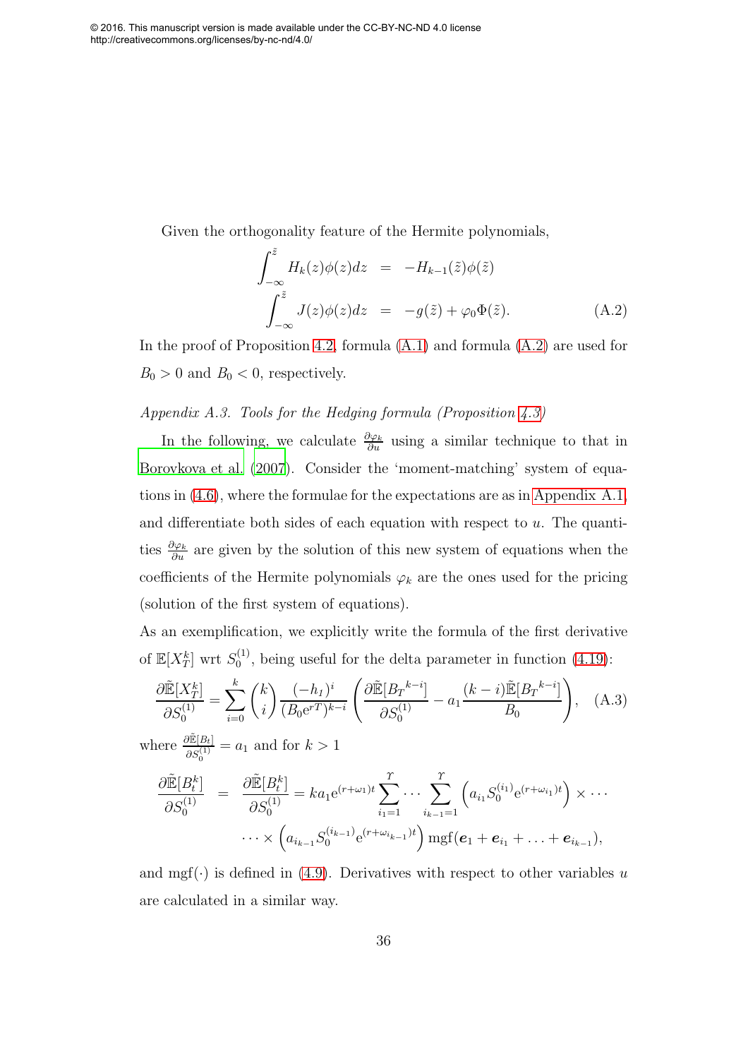Given the orthogonality feature of the Hermite polynomials,

$$
\begin{aligned}
\int_{-\infty}^{\tilde{z}} H_k(z)\phi(z)dz &= -H_{k-1}(\tilde{z})\phi(\tilde{z}) \\
\int_{-\infty}^{\tilde{z}} J(z)\phi(z)dz &= -g(\tilde{z}) + \varphi_0\Phi(\tilde{z}).
\end{aligned}
\tag{A.2}
$$

In the proof of Proposition 4.2, formula (A.1) and formula (A.2) are used for $B_0 > 0$ and $B_0 < 0$, respectively.

*Appendix A.3. Tools for the Hedging formula (Proposition 4.3)*

In the following, we calculate $\frac{\partial \varphi_k}{\partial u}$ using a similar technique to that in Borovkova et al. (2007). Consider the 'moment-matching' system of equations in (4.6), where the formulae for the expectations are as in Appendix A.1, and differentiate both sides of each equation with respect to $u$. The quantities $\frac{\partial \varphi_k}{\partial u}$ are given by the solution of this new system of equations when the coefficients of the Hermite polynomials $\varphi_k$ are the ones used for the pricing (solution of the first system of equations).

As an exemplification, we explicitly write the formula of the first derivative of $\mathbb{E}[X_T^k]$ wrt $S_0^{(1)}$, being useful for the delta parameter in function (4.19):

$$
\frac{\partial \tilde{\mathbb{E}}[X_T^k]}{\partial S_0^{(1)}} = \sum_{i=0}^{k} \binom{k}{i} \frac{(-h_1)^i}{(B_0 e^{rT})^{k-i}} \left( \frac{\partial \tilde{\mathbb{E}}[{B_T}^{k-i}]}{\partial S_0^{(1)}} - a_1 \frac{(k-i)\tilde{\mathbb{E}}[{B_T}^{k-i}]}{B_0} \right), \quad \text{(A.3)}
$$

where $\frac{\partial \tilde{\mathbb{E}}[B_t]}{\partial S_0^{(1)}} = a_1$ and for $k > 1$

$$
\begin{aligned}
\frac{\partial \tilde{\mathbb{E}}[B_t^k]}{\partial S_0^{(1)}} &= \frac{\partial \tilde{\mathbb{E}}[B_t^k]}{\partial S_0^{(1)}} = k a_1 e^{(r+\omega_1)t} \sum_{i_1=1}^{\Upsilon} \cdots \sum_{i_{k-1}=1}^{\Upsilon} \left( a_{i_1} S_0^{(i_1)} e^{(r+\omega_{i_1})t} \right) \times \cdots \\
&\quad \cdots \times \left( a_{i_{k-1}} S_0^{(i_{k-1})} e^{(r+\omega_{i_{k-1}})t} \right) \mathrm{mgf}(\boldsymbol{e}_1 + \boldsymbol{e}_{i_1} + \ldots + \boldsymbol{e}_{i_{k-1}}),
\end{aligned}
$$

and $\mathrm{mgf}(\cdot)$ is defined in (4.9). Derivatives with respect to other variables $u$ are calculated in a similar way.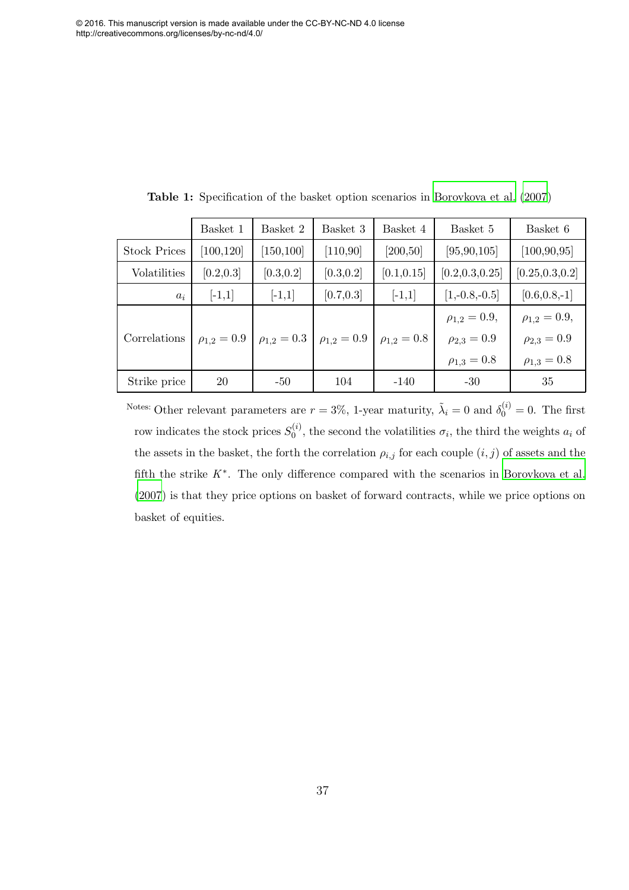© 2016. This manuscript version is made available under the CC-BY-NC-ND 4.0 license http://creativecommons.org/licenses/by-nc-nd/4.0/

**Table 1:** Specification of the basket option scenarios in Borovkova et al. (2007)

| | Basket 1 | Basket 2 | Basket 3 | Basket 4 | Basket 5 | Basket 6 |
|---|---|---|---|---|---|---|
| Stock Prices | [100,120] | [150,100] | [110,90] | [200,50] | [95,90,105] | [100,90,95] |
| Volatilities | [0.2,0.3] | [0.3,0.2] | [0.3,0.2] | [0.1,0.15] | [0.2,0.3,0.25] | [0.25,0.3,0.2] |
| $a_i$ | [-1,1] | [-1,1] | [0.7,0.3] | [-1,1] | [1,-0.8,-0.5] | [0.6,0.8,-1] |
| Correlations | $\rho_{1,2} = 0.9$ | $\rho_{1,2} = 0.3$ | $\rho_{1,2} = 0.9$ | $\rho_{1,2} = 0.8$ | $\rho_{1,2} = 0.9$, $\rho_{2,3} = 0.9$, $\rho_{1,3} = 0.8$ | $\rho_{1,2} = 0.9$, $\rho_{2,3} = 0.9$, $\rho_{1,3} = 0.8$ |
| Strike price | 20 | -50 | 104 | -140 | -30 | 35 |

Notes: Other relevant parameters are $r = 3\%$, 1-year maturity, $\tilde{\lambda}_i = 0$ and $\delta_0^{(i)} = 0$. The first row indicates the stock prices $S_0^{(i)}$, the second the volatilities $\sigma_i$, the third the weights $a_i$ of the assets in the basket, the forth the correlation $\rho_{i,j}$ for each couple $(i, j)$ of assets and the fifth the strike $K^*$. The only difference compared with the scenarios in Borovkova et al. (2007) is that they price options on basket of forward contracts, while we price options on basket of equities.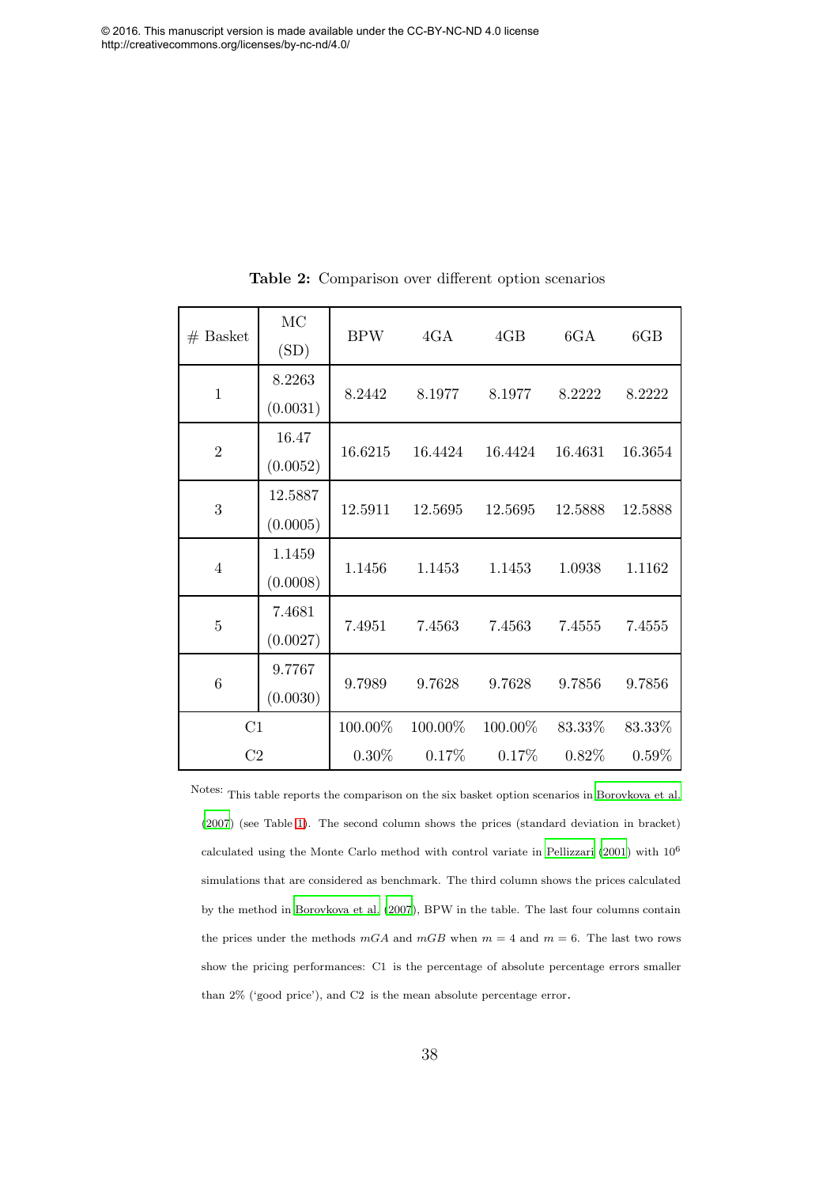**Table 2:** Comparison over different option scenarios

| # Basket | MC (SD) | BPW | 4GA | 4GB | 6GA | 6GB |
|---|---|---|---|---|---|---|
| 1 | 8.2263 (0.0031) | 8.2442 | 8.1977 | 8.1977 | 8.2222 | 8.2222 |
| 2 | 16.47 (0.0052) | 16.6215 | 16.4424 | 16.4424 | 16.4631 | 16.3654 |
| 3 | 12.5887 (0.0005) | 12.5911 | 12.5695 | 12.5695 | 12.5888 | 12.5888 |
| 4 | 1.1459 (0.0008) | 1.1456 | 1.1453 | 1.1453 | 1.0938 | 1.1162 |
| 5 | 7.4681 (0.0027) | 7.4951 | 7.4563 | 7.4563 | 7.4555 | 7.4555 |
| 6 | 9.7767 (0.0030) | 9.7989 | 9.7628 | 9.7628 | 9.7856 | 9.7856 |
| C1 | | 100.00% | 100.00% | 100.00% | 83.33% | 83.33% |
| C2 | | 0.30% | 0.17% | 0.17% | 0.82% | 0.59% |

Notes: This table reports the comparison on the six basket option scenarios in Borovkova et al. (2007) (see Table 1). The second column shows the prices (standard deviation in bracket) calculated using the Monte Carlo method with control variate in Pellizzari (2001) with $10^6$ simulations that are considered as benchmark. The third column shows the prices calculated by the method in Borovkova et al. (2007), BPW in the table. The last four columns contain the prices under the methods $mGA$ and $mGB$ when $m = 4$ and $m = 6$. The last two rows show the pricing performances: C1 is the percentage of absolute percentage errors smaller than 2% ('good price'), and C2 is the mean absolute percentage error.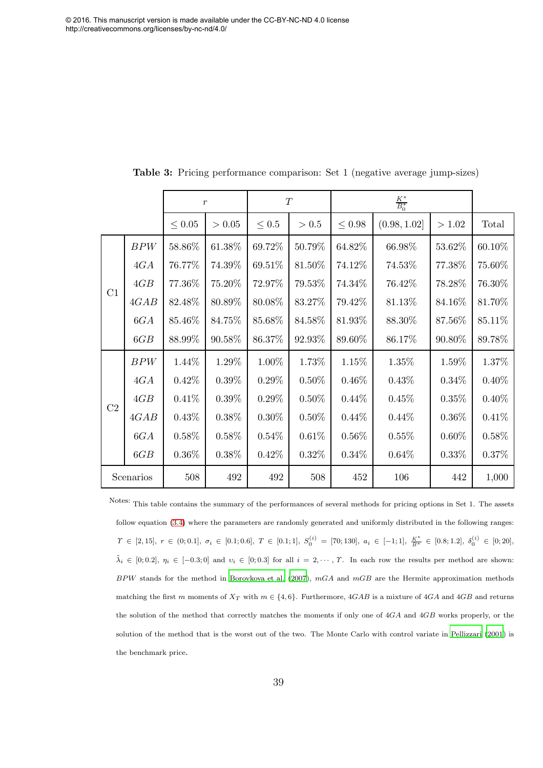© 2016. This manuscript version is made available under the CC-BY-NC-ND 4.0 license http://creativecommons.org/licenses/by-nc-nd/4.0/

**Table 3:** Pricing performance comparison: Set 1 (negative average jump-sizes)

| | | $r$ | | $T$ | | $\frac{K^*}{B_0^*}$ | | | |
|---|---|---|---|---|---|---|---|---|---|
| | | $\leq 0.05$ | $> 0.05$ | $\leq 0.5$ | $> 0.5$ | $\leq 0.98$ | $(0.98, 1.02]$ | $> 1.02$ | Total |
| C1 | $BPW$ | 58.86% | 61.38% | 69.72% | 50.79% | 64.82% | 66.98% | 53.62% | 60.10% |
| | $4GA$ | 76.77% | 74.39% | 69.51% | 81.50% | 74.12% | 74.53% | 77.38% | 75.60% |
| | $4GB$ | 77.36% | 75.20% | 72.97% | 79.53% | 74.34% | 76.42% | 78.28% | 76.30% |
| | $4GAB$ | 82.48% | 80.89% | 80.08% | 83.27% | 79.42% | 81.13% | 84.16% | 81.70% |
| | $6GA$ | 85.46% | 84.75% | 85.68% | 84.58% | 81.93% | 88.30% | 87.56% | 85.11% |
| | $6GB$ | 88.99% | 90.58% | 86.37% | 92.93% | 89.60% | 86.17% | 90.80% | 89.78% |
| C2 | $BPW$ | 1.44% | 1.29% | 1.00% | 1.73% | 1.15% | 1.35% | 1.59% | 1.37% |
| | $4GA$ | 0.42% | 0.39% | 0.29% | 0.50% | 0.46% | 0.43% | 0.34% | 0.40% |
| | $4GB$ | 0.41% | 0.39% | 0.29% | 0.50% | 0.44% | 0.45% | 0.35% | 0.40% |
| | $4GAB$ | 0.43% | 0.38% | 0.30% | 0.50% | 0.44% | 0.44% | 0.36% | 0.41% |
| | $6GA$ | 0.58% | 0.58% | 0.54% | 0.61% | 0.56% | 0.55% | 0.60% | 0.58% |
| | $6GB$ | 0.36% | 0.38% | 0.42% | 0.32% | 0.34% | 0.64% | 0.33% | 0.37% |
| Scenarios | | 508 | 492 | 492 | 508 | 452 | 106 | 442 | 1,000 |

Notes: This table contains the summary of the performances of several methods for pricing options in Set 1. The assets follow equation (3.4) where the parameters are randomly generated and uniformly distributed in the following ranges: $\Upsilon \in [2, 15]$, $r \in (0; 0.1]$, $\sigma_i \in [0.1; 0.6]$, $T \in [0.1; 1]$, $S_0^{(i)} = [70; 130]$, $a_i \in [-1; 1]$, $\frac{K^*}{B^*} \in [0.8; 1.2]$, $\delta_0^{(i)} \in [0; 20]$, $\tilde{\lambda}_i \in [0; 0.2]$, $\eta_i \in [-0.3; 0]$ and $\upsilon_i \in [0; 0.3]$ for all $i = 2, \cdots, \Upsilon$. In each row the results per method are shown: $BPW$ stands for the method in Borovkova et al. (2007), $mGA$ and $mGB$ are the Hermite approximation methods matching the first $m$ moments of $X_T$ with $m \in \{4, 6\}$. Furthermore, $4GAB$ is a mixture of $4GA$ and $4GB$ and returns the solution of the method that correctly matches the moments if only one of $4GA$ and $4GB$ works properly, or the solution of the method that is the worst out of the two. The Monte Carlo with control variate in Pellizzari (2001) is the benchmark price.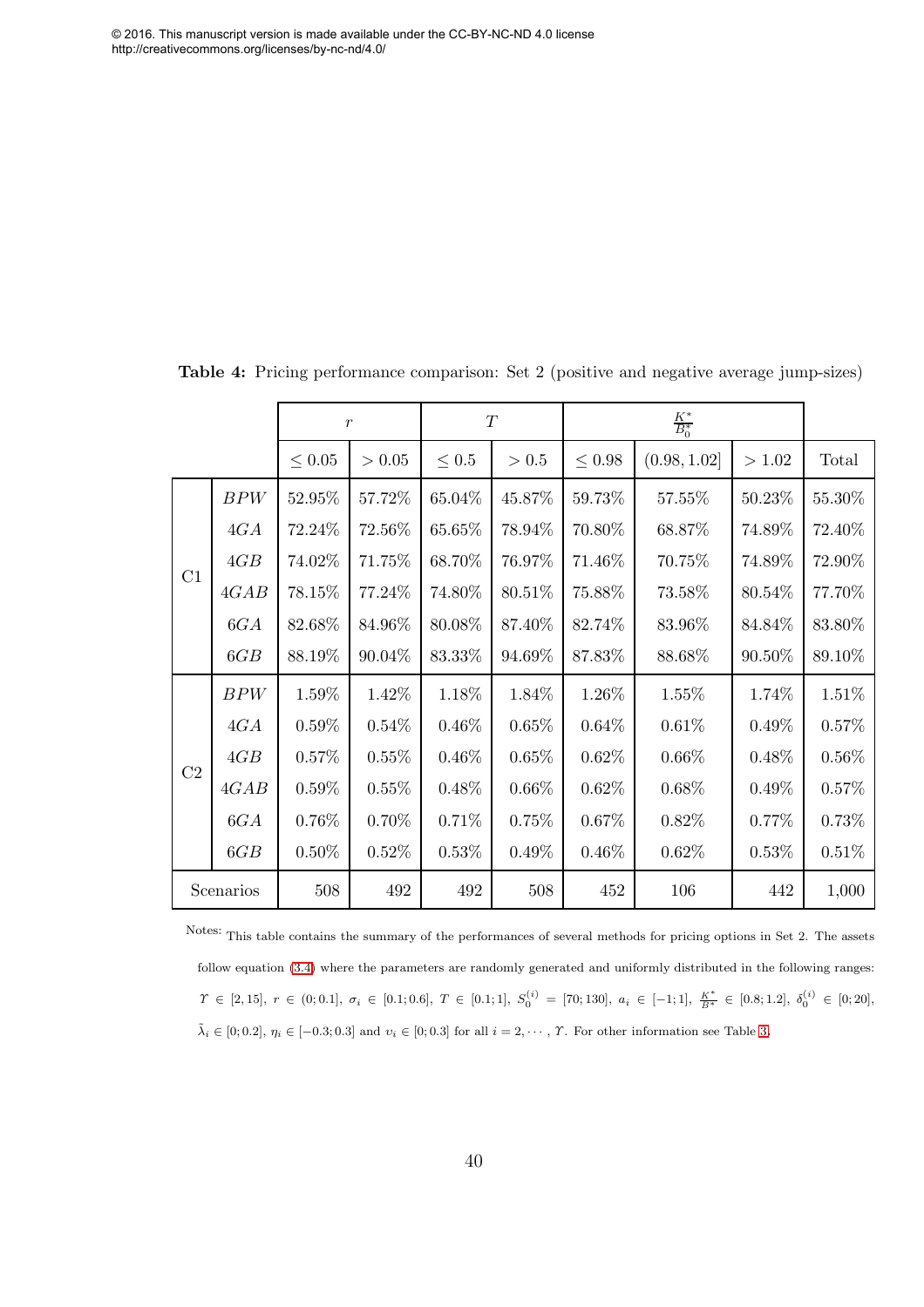© 2016. This manuscript version is made available under the CC-BY-NC-ND 4.0 license http://creativecommons.org/licenses/by-nc-nd/4.0/

**Table 4:** Pricing performance comparison: Set 2 (positive and negative average jump-sizes)

| | | $r$ | | $T$ | | $\frac{K^*}{B_0^*}$ | | | |
|---|---|---|---|---|---|---|---|---|---|
| | | $\leq 0.05$ | $> 0.05$ | $\leq 0.5$ | $> 0.5$ | $\leq 0.98$ | $(0.98, 1.02]$ | $> 1.02$ | Total |
| C1 | $BPW$ | 52.95% | 57.72% | 65.04% | 45.87% | 59.73% | 57.55% | 50.23% | 55.30% |
| | $4GA$ | 72.24% | 72.56% | 65.65% | 78.94% | 70.80% | 68.87% | 74.89% | 72.40% |
| | $4GB$ | 74.02% | 71.75% | 68.70% | 76.97% | 71.46% | 70.75% | 74.89% | 72.90% |
| | $4GAB$ | 78.15% | 77.24% | 74.80% | 80.51% | 75.88% | 73.58% | 80.54% | 77.70% |
| | $6GA$ | 82.68% | 84.96% | 80.08% | 87.40% | 82.74% | 83.96% | 84.84% | 83.80% |
| | $6GB$ | 88.19% | 90.04% | 83.33% | 94.69% | 87.83% | 88.68% | 90.50% | 89.10% |
| C2 | $BPW$ | 1.59% | 1.42% | 1.18% | 1.84% | 1.26% | 1.55% | 1.74% | 1.51% |
| | $4GA$ | 0.59% | 0.54% | 0.46% | 0.65% | 0.64% | 0.61% | 0.49% | 0.57% |
| | $4GB$ | 0.57% | 0.55% | 0.46% | 0.65% | 0.62% | 0.66% | 0.48% | 0.56% |
| | $4GAB$ | 0.59% | 0.55% | 0.48% | 0.66% | 0.62% | 0.68% | 0.49% | 0.57% |
| | $6GA$ | 0.76% | 0.70% | 0.71% | 0.75% | 0.67% | 0.82% | 0.77% | 0.73% |
| | $6GB$ | 0.50% | 0.52% | 0.53% | 0.49% | 0.46% | 0.62% | 0.53% | 0.51% |
| Scenarios | | 508 | 492 | 492 | 508 | 452 | 106 | 442 | 1,000 |

Notes: This table contains the summary of the performances of several methods for pricing options in Set 2. The assets follow equation (3.4) where the parameters are randomly generated and uniformly distributed in the following ranges: $\Upsilon \in [2, 15]$, $r \in (0; 0.1]$, $\sigma_i \in [0.1; 0.6]$, $T \in [0.1; 1]$, $S_0^{(i)} = [70; 130]$, $a_i \in [-1; 1]$, $\frac{K^*}{B^*} \in [0.8; 1.2]$, $\delta_0^{(i)} \in [0; 20]$, $\tilde{\lambda}_i \in [0; 0.2]$, $\eta_i \in [-0.3; 0.3]$ and $\upsilon_i \in [0; 0.3]$ for all $i = 2, \cdots, \Upsilon$. For other information see Table 3.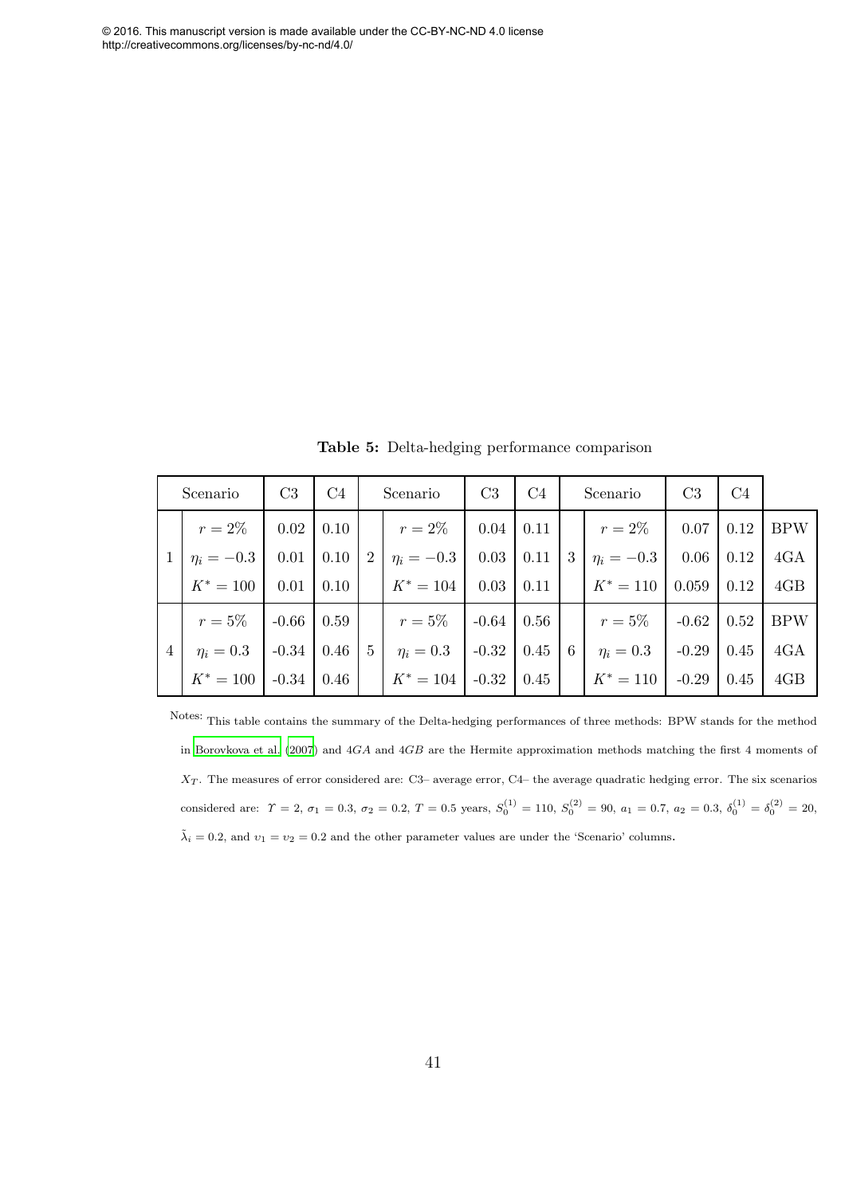**Table 5:** Delta-hedging performance comparison

| Scenario | | C3 | C4 | Scenario | | C3 | C4 | Scenario | | C3 | C4 | |
|---|---|---|---|---|---|---|---|---|---|---|---|---|
| | $r = 2\%$ | 0.02 | 0.10 | | $r = 2\%$ | 0.04 | 0.11 | | $r = 2\%$ | 0.07 | 0.12 | BPW |
| 1 | $\eta_i = -0.3$ | 0.01 | 0.10 | 2 | $\eta_i = -0.3$ | 0.03 | 0.11 | 3 | $\eta_i = -0.3$ | 0.06 | 0.12 | 4GA |
| | $K^* = 100$ | 0.01 | 0.10 | | $K^* = 104$ | 0.03 | 0.11 | | $K^* = 110$ | 0.059 | 0.12 | 4GB |
| | $r = 5\%$ | -0.66 | 0.59 | | $r = 5\%$ | -0.64 | 0.56 | | $r = 5\%$ | -0.62 | 0.52 | BPW |
| 4 | $\eta_i = 0.3$ | -0.34 | 0.46 | 5 | $\eta_i = 0.3$ | -0.32 | 0.45 | 6 | $\eta_i = 0.3$ | -0.29 | 0.45 | 4GA |
| | $K^* = 100$ | -0.34 | 0.46 | | $K^* = 104$ | -0.32 | 0.45 | | $K^* = 110$ | -0.29 | 0.45 | 4GB |

Notes: This table contains the summary of the Delta-hedging performances of three methods: BPW stands for the method in Borovkova et al. (2007) and $4GA$ and $4GB$ are the Hermite approximation methods matching the first 4 moments of $X_T$. The measures of error considered are: C3– average error, C4– the average quadratic hedging error. The six scenarios considered are: $\Upsilon = 2$, $\sigma_1 = 0.3$, $\sigma_2 = 0.2$, $T = 0.5$ years, $S_0^{(1)} = 110$, $S_0^{(2)} = 90$, $a_1 = 0.7$, $a_2 = 0.3$, $\delta_0^{(1)} = \delta_0^{(2)} = 20$, $\tilde{\lambda}_i = 0.2$, and $\upsilon_1 = \upsilon_2 = 0.2$ and the other parameter values are under the 'Scenario' columns.